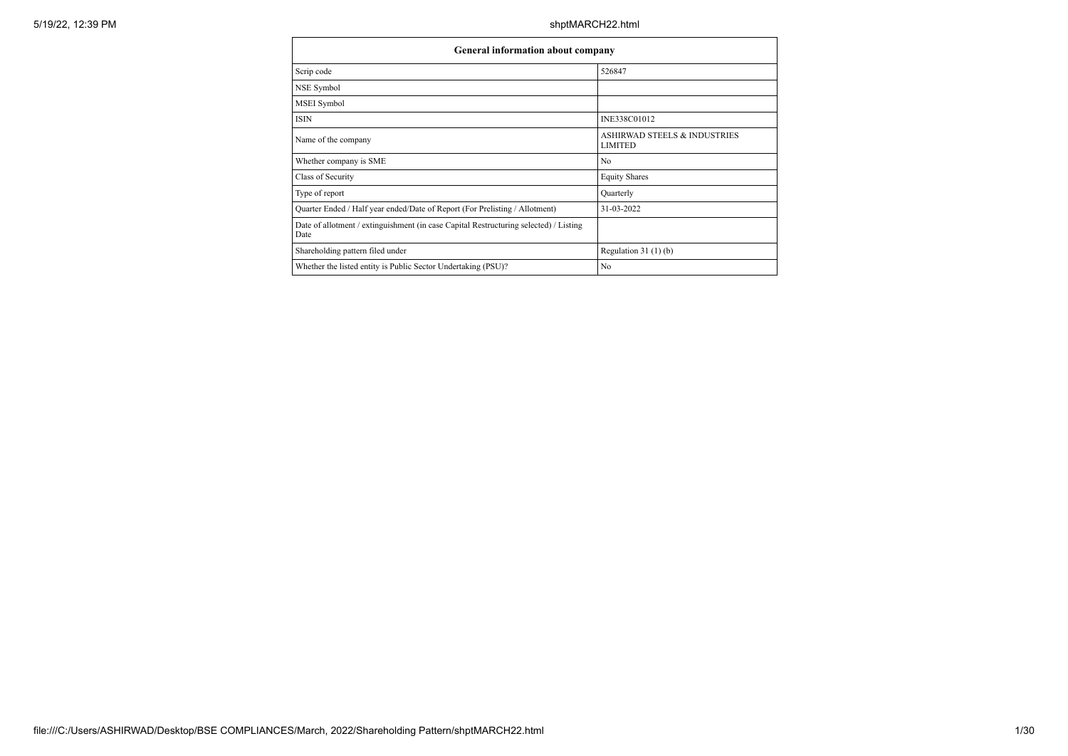| General information about company | |
| --- | --- |
| Scrip code | 526847 |
| NSE Symbol | |
| MSEI Symbol | |
| ISIN | INE338C01012 |
| Name of the company | ASHIRWAD STEELS & INDUSTRIES LIMITED |
| Whether company is SME | No |
| Class of Security | Equity Shares |
| Type of report | Quarterly |
| Quarter Ended / Half year ended/Date of Report (For Prelisting / Allotment) | 31-03-2022 |
| Date of allotment / extinguishment (in case Capital Restructuring selected) / Listing Date | |
| Shareholding pattern filed under | Regulation 31 (1) (b) |
| Whether the listed entity is Public Sector Undertaking (PSU)? | No |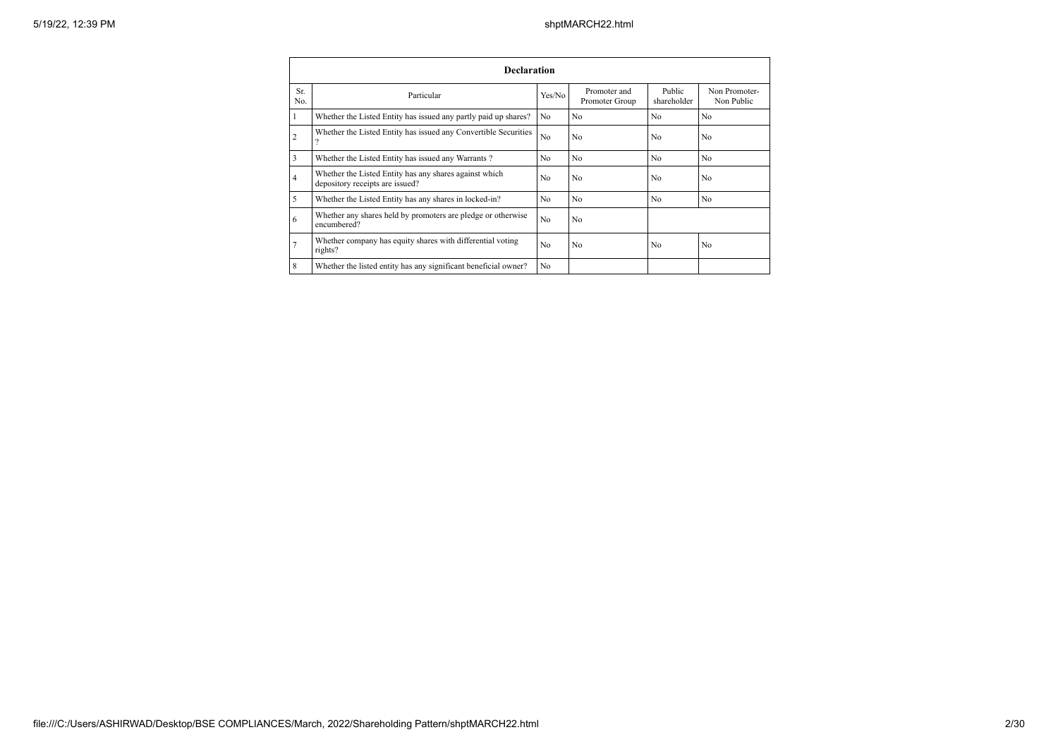| Declaration | | | | | |
|---|---|---|---|---|---|
| Sr. No. | Particular | Yes/No | Promoter and Promoter Group | Public shareholder | Non Promoter- Non Public |
| 1 | Whether the Listed Entity has issued any partly paid up shares? | No | No | No | No |
| 2 | Whether the Listed Entity has issued any Convertible Securities ? | No | No | No | No |
| 3 | Whether the Listed Entity has issued any Warrants ? | No | No | No | No |
| 4 | Whether the Listed Entity has any shares against which depository receipts are issued? | No | No | No | No |
| 5 | Whether the Listed Entity has any shares in locked-in? | No | No | No | No |
| 6 | Whether any shares held by promoters are pledge or otherwise encumbered? | No | No | | |
| 7 | Whether company has equity shares with differential voting rights? | No | No | No | No |
| 8 | Whether the listed entity has any significant beneficial owner? | No | | | |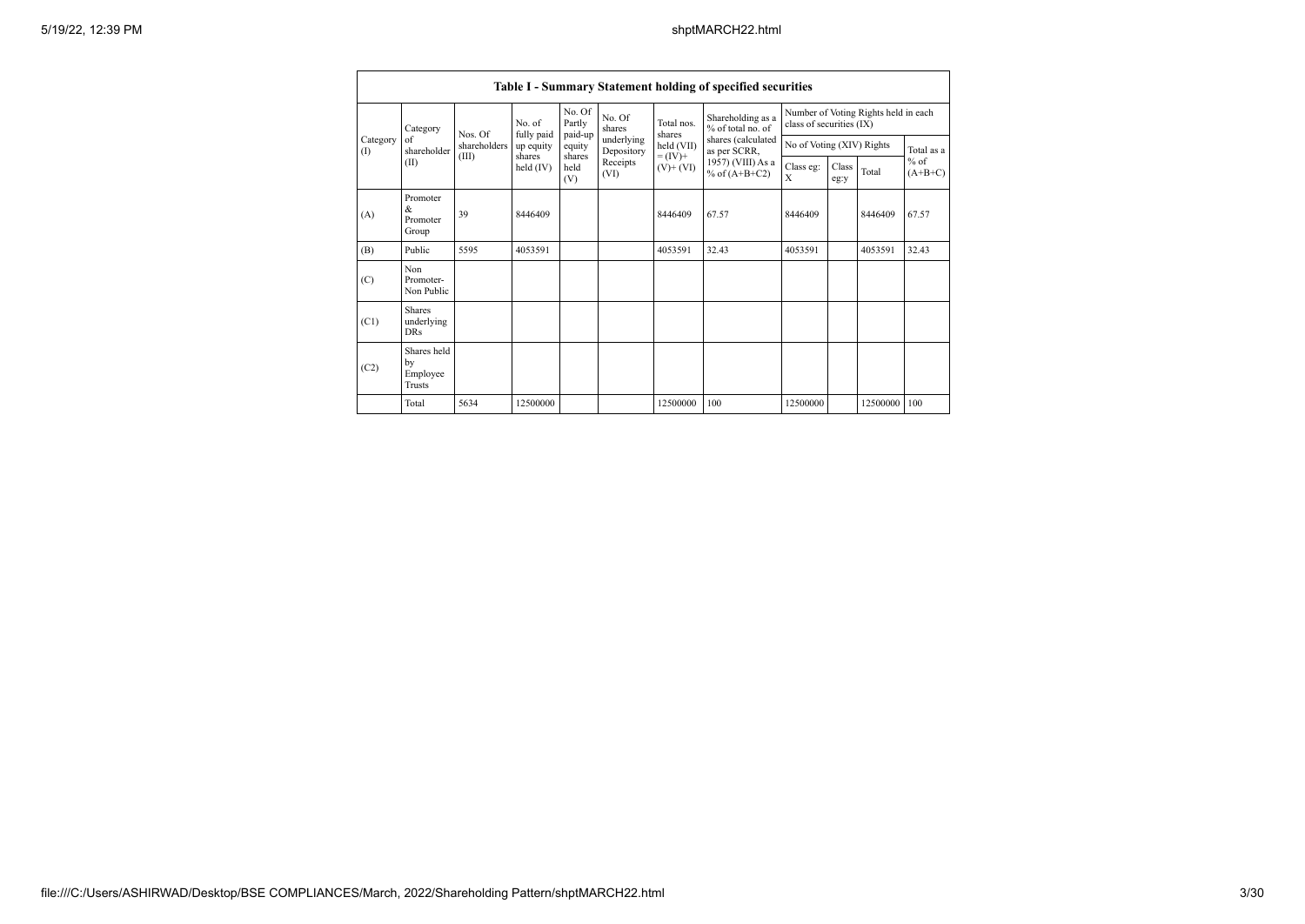**Table I - Summary Statement holding of specified securities**

| Category (I) | Category of shareholder (II) | Nos. Of shareholders (III) | No. of fully paid up equity shares held (IV) | No. Of Partly paid-up equity shares held (V) | No. Of shares underlying Depository Receipts (VI) | Total nos. shares held (VII) = (IV)+ (V)+ (VI) | Shareholding as a % of total no. of shares (calculated as per SCRR, 1957) (VIII) As a % of (A+B+C2) | Number of Voting Rights held in each class of securities (IX) | | | |
|---|---|---|---|---|---|---|---|---|---|---|---|
| | | | | | | | | No of Voting (XIV) Rights | | | Total as a % of (A+B+C) |
| | | | | | | | | Class eg: X | Class eg:y | Total | |
| (A) | Promoter & Promoter Group | 39 | 8446409 | | | 8446409 | 67.57 | 8446409 | | 8446409 | 67.57 |
| (B) | Public | 5595 | 4053591 | | | 4053591 | 32.43 | 4053591 | | 4053591 | 32.43 |
| (C) | Non Promoter- Non Public | | | | | | | | | | |
| (C1) | Shares underlying DRs | | | | | | | | | | |
| (C2) | Shares held by Employee Trusts | | | | | | | | | | |
| | Total | 5634 | 12500000 | | | 12500000 | 100 | 12500000 | | 12500000 | 100 |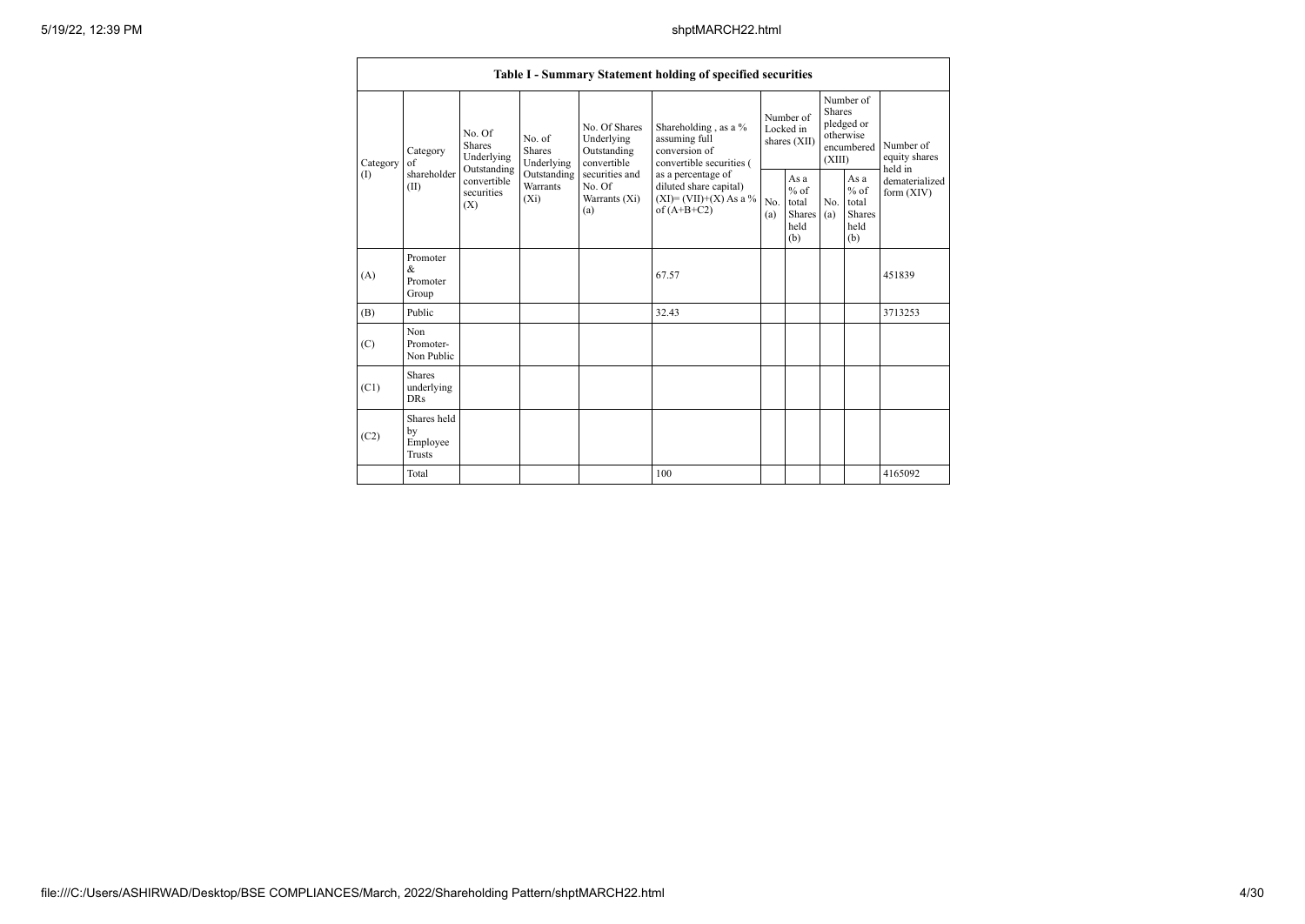| Table I - Summary Statement holding of specified securities | | | | | | | | | | |
|---|---|---|---|---|---|---|---|---|---|---|
| Category (I) | Category of shareholder (II) | No. Of Shares Underlying Outstanding convertible securities (X) | No. of Shares Underlying Outstanding Warrants (Xi) | No. Of Shares Underlying Outstanding convertible securities and No. Of Warrants (Xi) (a) | Shareholding , as a % assuming full conversion of convertible securities ( as a percentage of diluted share capital) (XI)= (VII)+(X) As a % of (A+B+C2) | Number of Locked in shares (XII) | | Number of Shares pledged or otherwise encumbered (XIII) | | Number of equity shares held in dematerialized form (XIV) |
| | | | | | | No. (a) | As a % of total Shares held (b) | No. (a) | As a % of total Shares held (b) | |
| (A) | Promoter & Promoter Group | | | | 67.57 | | | | | 451839 |
| (B) | Public | | | | 32.43 | | | | | 3713253 |
| (C) | Non Promoter- Non Public | | | | | | | | | |
| (C1) | Shares underlying DRs | | | | | | | | | |
| (C2) | Shares held by Employee Trusts | | | | | | | | | |
| | Total | | | | 100 | | | | | 4165092 |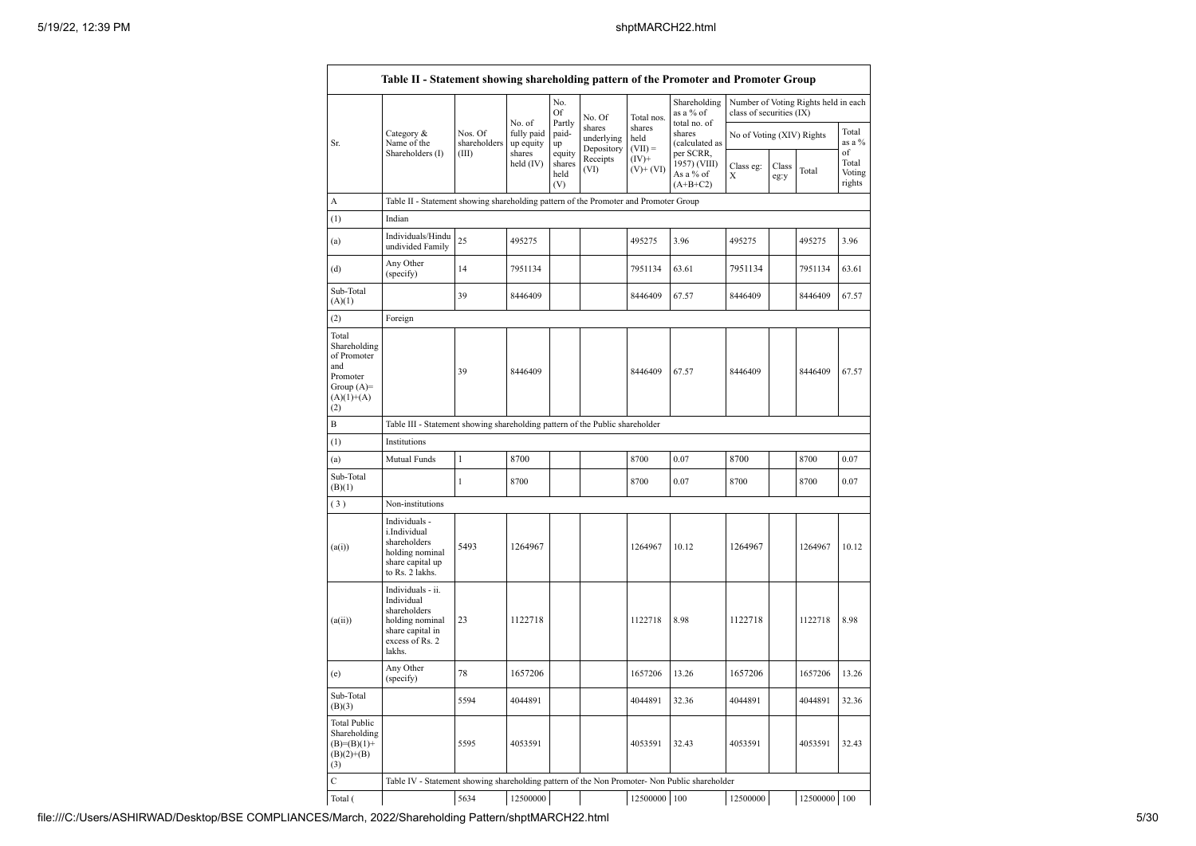| Table II - Statement showing shareholding pattern of the Promoter and Promoter Group | | | | | | | | | | | | |
|---|---|---|---|---|---|---|---|---|---|---|---|---|
| Sr. | Category & Name of the Shareholders (I) | Nos. Of shareholders (III) | No. of fully paid up equity shares held (IV) | No. Of Partly paid-up equity shares held (V) | No. Of shares underlying Depository Receipts (VI) | Total nos. shares held (VII) = (IV)+ (V)+ (VI) | Shareholding as a % of total no. of shares (calculated as per SCRR, 1957) (VIII) As a % of (A+B+C2) | Number of Voting Rights held in each class of securities (IX) | | | |
| | | | | | | | | No of Voting (XIV) Rights | | | Total as a % of Total Voting rights |
| | | | | | | | | Class eg: X | Class eg:y | Total | |
| A | Table II - Statement showing shareholding pattern of the Promoter and Promoter Group | | | | | | | | | | |
| (1) | Indian | | | | | | | | | | |
| (a) | Individuals/Hindu undivided Family | 25 | 495275 | | | 495275 | 3.96 | 495275 | | 495275 | 3.96 |
| (d) | Any Other (specify) | 14 | 7951134 | | | 7951134 | 63.61 | 7951134 | | 7951134 | 63.61 |
| Sub-Total (A)(1) | | 39 | 8446409 | | | 8446409 | 67.57 | 8446409 | | 8446409 | 67.57 |
| (2) | Foreign | | | | | | | | | | |
| Total Shareholding of Promoter and Promoter Group (A)= (A)(1)+(A)(2) | | 39 | 8446409 | | | 8446409 | 67.57 | 8446409 | | 8446409 | 67.57 |
| B | Table III - Statement showing shareholding pattern of the Public shareholder | | | | | | | | | | |
| (1) | Institutions | | | | | | | | | | |
| (a) | Mutual Funds | 1 | 8700 | | | 8700 | 0.07 | 8700 | | 8700 | 0.07 |
| Sub-Total (B)(1) | | 1 | 8700 | | | 8700 | 0.07 | 8700 | | 8700 | 0.07 |
| (3) | Non-institutions | | | | | | | | | | |
| (a(i)) | Individuals - i.Individual shareholders holding nominal share capital up to Rs. 2 lakhs. | 5493 | 1264967 | | | 1264967 | 10.12 | 1264967 | | 1264967 | 10.12 |
| (a(ii)) | Individuals - ii. Individual shareholders holding nominal share capital in excess of Rs. 2 lakhs. | 23 | 1122718 | | | 1122718 | 8.98 | 1122718 | | 1122718 | 8.98 |
| (e) | Any Other (specify) | 78 | 1657206 | | | 1657206 | 13.26 | 1657206 | | 1657206 | 13.26 |
| Sub-Total (B)(3) | | 5594 | 4044891 | | | 4044891 | 32.36 | 4044891 | | 4044891 | 32.36 |
| Total Public Shareholding (B)=(B)(1)+(B)(2)+(B)(3) | | 5595 | 4053591 | | | 4053591 | 32.43 | 4053591 | | 4053591 | 32.43 |
| C | Table IV - Statement showing shareholding pattern of the Non Promoter- Non Public shareholder | | | | | | | | | | |
| Total ( | | 5634 | 12500000 | | | 12500000 | 100 | 12500000 | | 12500000 | 100 |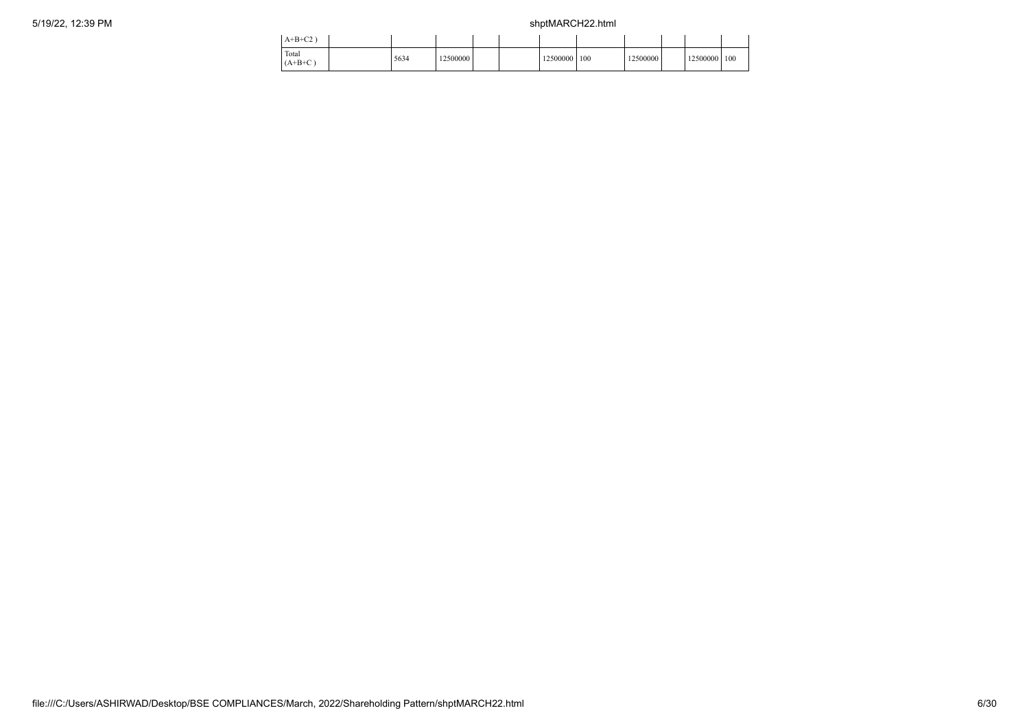| | | | | | | | | | | | |
|---|---|---|---|---|---|---|---|---|---|---|---|
| A+B+C2 ) | | | | | | | | | | | |
| Total (A+B+C ) | | 5634 | 12500000 | | | 12500000 | 100 | 12500000 | | 12500000 | 100 |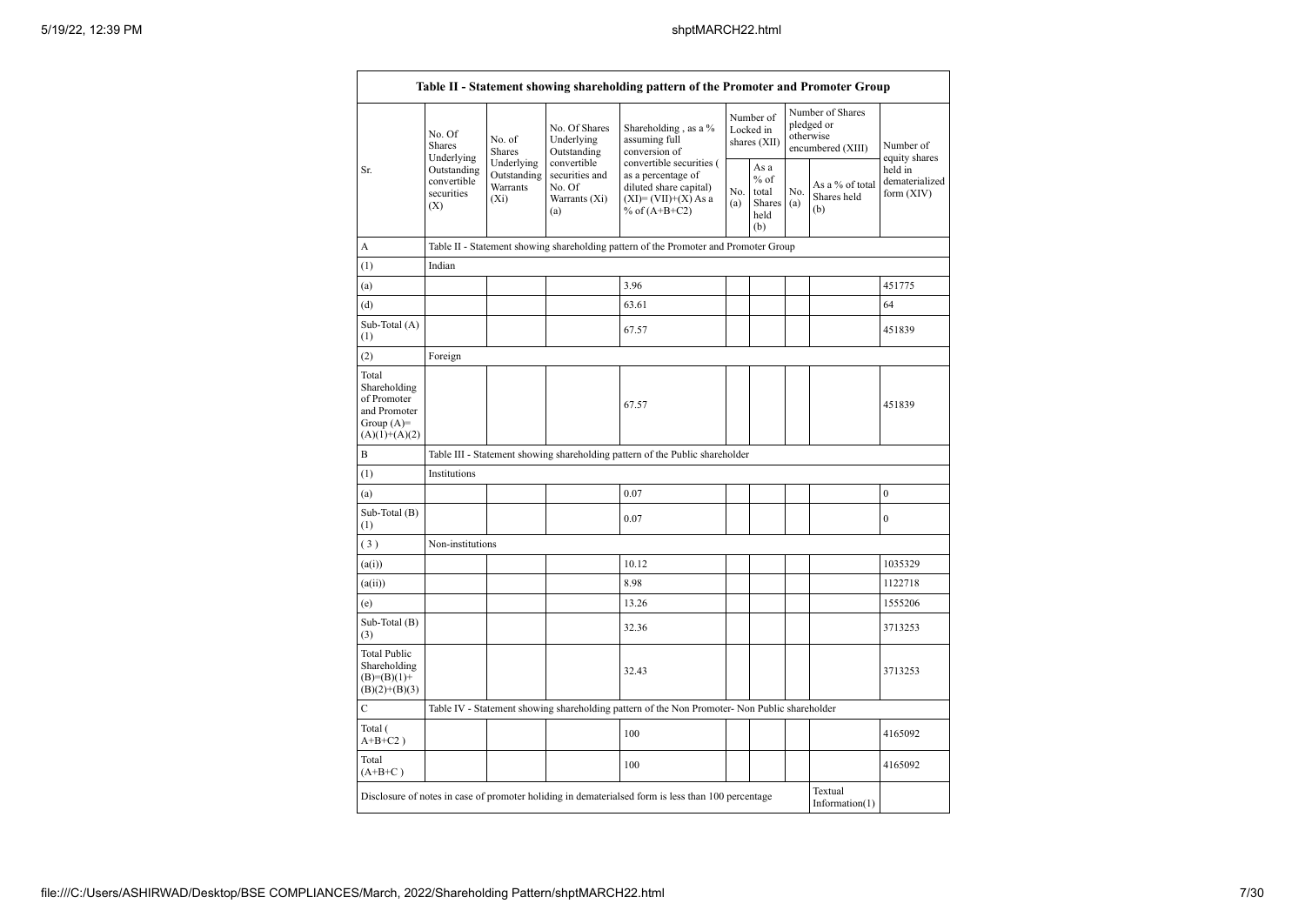| Table II - Statement showing shareholding pattern of the Promoter and Promoter Group | | | | | | | | | |
|---|---|---|---|---|---|---|---|---|---|
| Sr. | No. Of Shares Underlying Outstanding convertible securities (X) | No. of Shares Underlying Outstanding Warrants (Xi) | No. Of Shares Underlying Outstanding convertible securities and No. Of Warrants (Xi) (a) | Shareholding , as a % assuming full conversion of convertible securities ( as a percentage of diluted share capital) (XI)= (VII)+(X) As a % of (A+B+C2) | Number of Locked in shares (XII) | | Number of Shares pledged or otherwise encumbered (XIII) | | Number of equity shares held in dematerialized form (XIV) |
| | | | | | No. (a) | As a % of total Shares held (b) | No. (a) | As a % of total Shares held (b) | |
| A | Table II - Statement showing shareholding pattern of the Promoter and Promoter Group | | | | | | | | |
| (1) | Indian | | | | | | | | |
| (a) | | | | 3.96 | | | | | 451775 |
| (d) | | | | 63.61 | | | | | 64 |
| Sub-Total (A) (1) | | | | 67.57 | | | | | 451839 |
| (2) | Foreign | | | | | | | | |
| Total Shareholding of Promoter and Promoter Group (A)= (A)(1)+(A)(2) | | | | 67.57 | | | | | 451839 |
| B | Table III - Statement showing shareholding pattern of the Public shareholder | | | | | | | | |
| (1) | Institutions | | | | | | | | |
| (a) | | | | 0.07 | | | | | 0 |
| Sub-Total (B) (1) | | | | 0.07 | | | | | 0 |
| ( 3 ) | Non-institutions | | | | | | | | |
| (a(i)) | | | | 10.12 | | | | | 1035329 |
| (a(ii)) | | | | 8.98 | | | | | 1122718 |
| (e) | | | | 13.26 | | | | | 1555206 |
| Sub-Total (B) (3) | | | | 32.36 | | | | | 3713253 |
| Total Public Shareholding (B)=(B)(1)+ (B)(2)+(B)(3) | | | | 32.43 | | | | | 3713253 |
| C | Table IV - Statement showing shareholding pattern of the Non Promoter- Non Public shareholder | | | | | | | | |
| Total ( A+B+C2 ) | | | | 100 | | | | | 4165092 |
| Total (A+B+C ) | | | | 100 | | | | | 4165092 |
| Disclosure of notes in case of promoter holiding in dematerialsed form is less than 100 percentage | | | | | | | | Textual Information(1) | |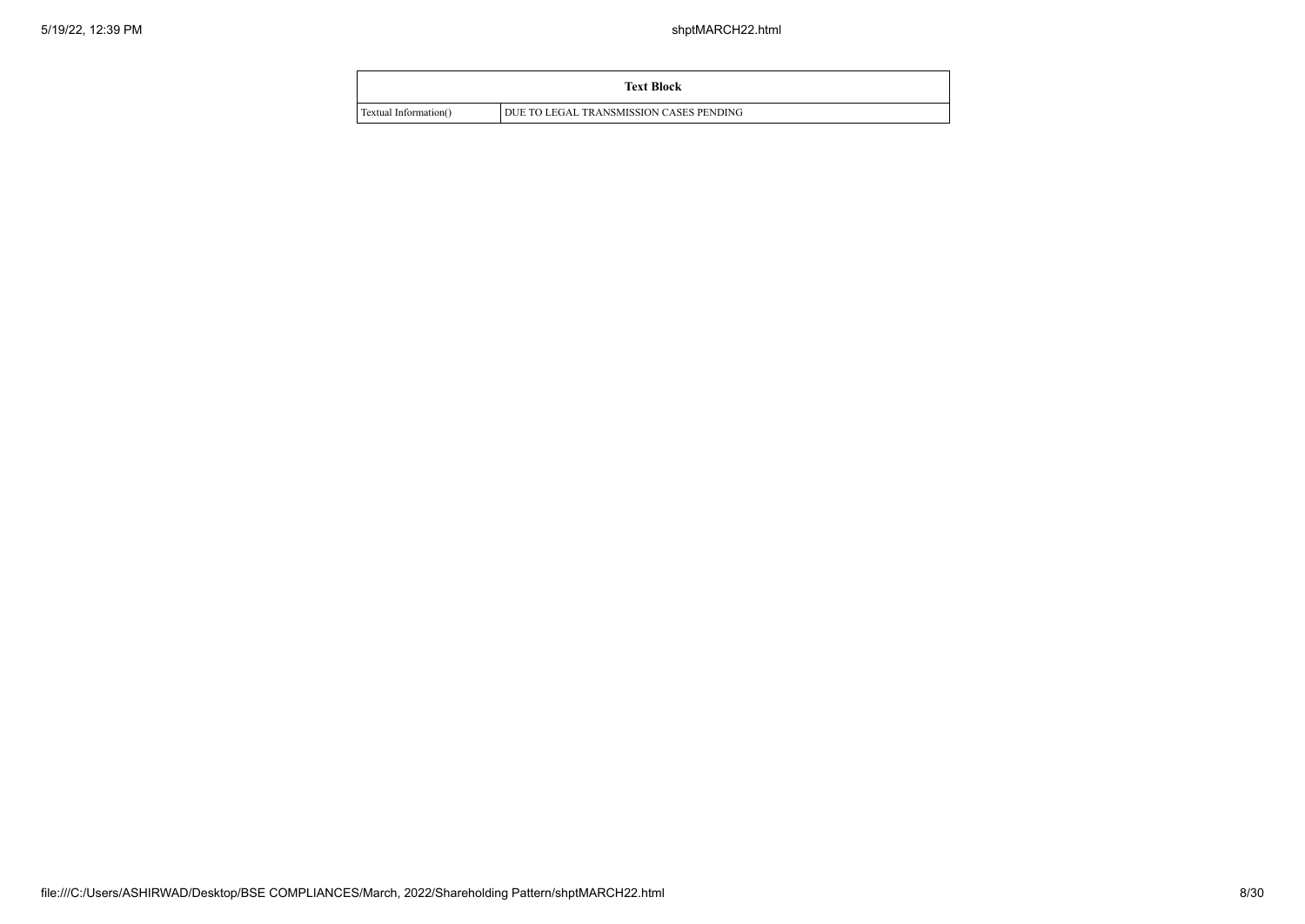| Text Block | |
|---|---|
| Textual Information() | DUE TO LEGAL TRANSMISSION CASES PENDING |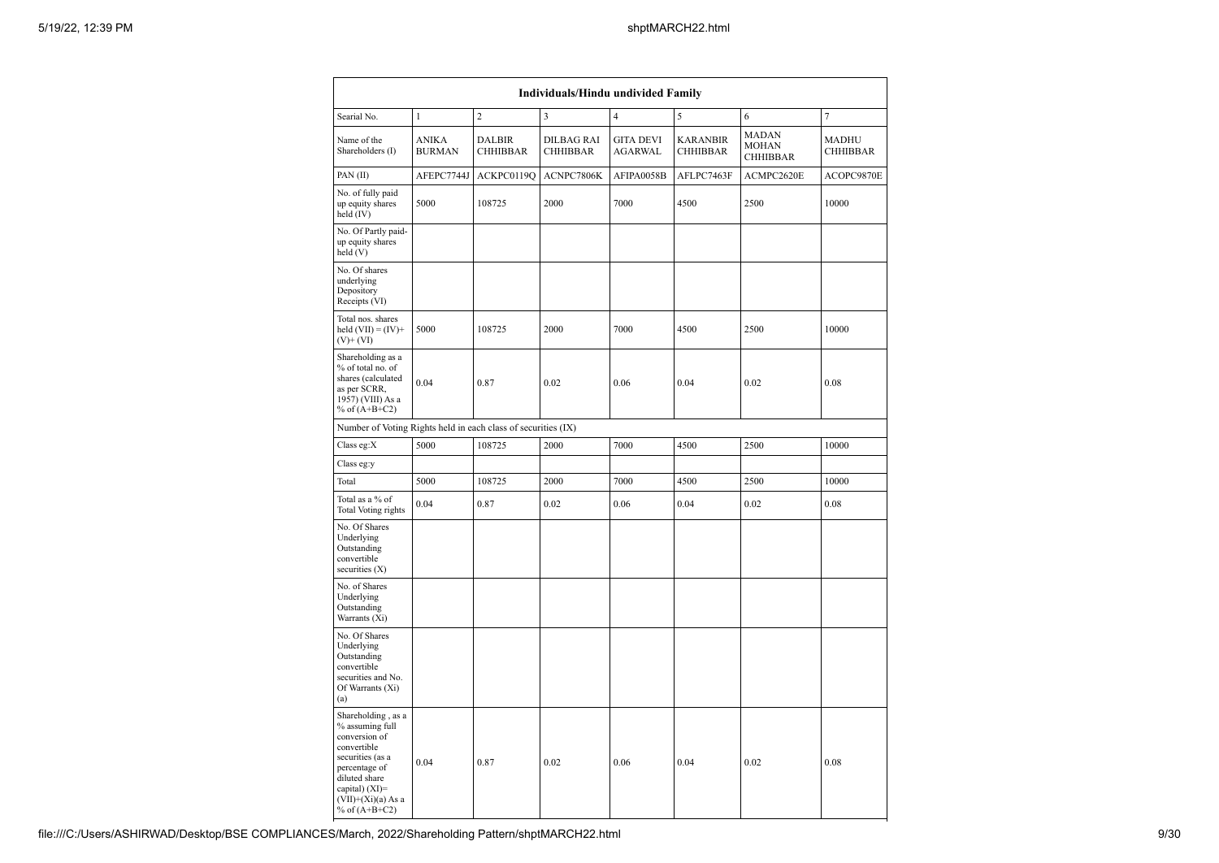| Individuals/Hindu undivided Family | | | | | | | |
|---|---|---|---|---|---|---|---|
| Searial No. | 1 | 2 | 3 | 4 | 5 | 6 | 7 |
| Name of the Shareholders (I) | ANIKA BURMAN | DALBIR CHHIBBAR | DILBAG RAI CHHIBBAR | GITA DEVI AGARWAL | KARANBIR CHHIBBAR | MADAN MOHAN CHHIBBAR | MADHU CHHIBBAR |
| PAN (II) | AFEPC7744J | ACKPC0119Q | ACNPC7806K | AFIPA0058B | AFLPC7463F | ACMPC2620E | ACOPC9870E |
| No. of fully paid up equity shares held (IV) | 5000 | 108725 | 2000 | 7000 | 4500 | 2500 | 10000 |
| No. Of Partly paid-up equity shares held (V) | | | | | | | |
| No. Of shares underlying Depository Receipts (VI) | | | | | | | |
| Total nos. shares held (VII) = (IV)+ (V)+ (VI) | 5000 | 108725 | 2000 | 7000 | 4500 | 2500 | 10000 |
| Shareholding as a % of total no. of shares (calculated as per SCRR, 1957) (VIII) As a % of (A+B+C2) | 0.04 | 0.87 | 0.02 | 0.06 | 0.04 | 0.02 | 0.08 |
| Number of Voting Rights held in each class of securities (IX) | | | | | | | |
| Class eg:X | 5000 | 108725 | 2000 | 7000 | 4500 | 2500 | 10000 |
| Class eg:y | | | | | | | |
| Total | 5000 | 108725 | 2000 | 7000 | 4500 | 2500 | 10000 |
| Total as a % of Total Voting rights | 0.04 | 0.87 | 0.02 | 0.06 | 0.04 | 0.02 | 0.08 |
| No. Of Shares Underlying Outstanding convertible securities (X) | | | | | | | |
| No. of Shares Underlying Outstanding Warrants (Xi) | | | | | | | |
| No. Of Shares Underlying Outstanding convertible securities and No. Of Warrants (Xi) (a) | | | | | | | |
| Shareholding , as a % assuming full conversion of convertible securities (as a percentage of diluted share capital) (XI)= (VII)+(Xi)(a) As a % of (A+B+C2) | 0.04 | 0.87 | 0.02 | 0.06 | 0.04 | 0.02 | 0.08 |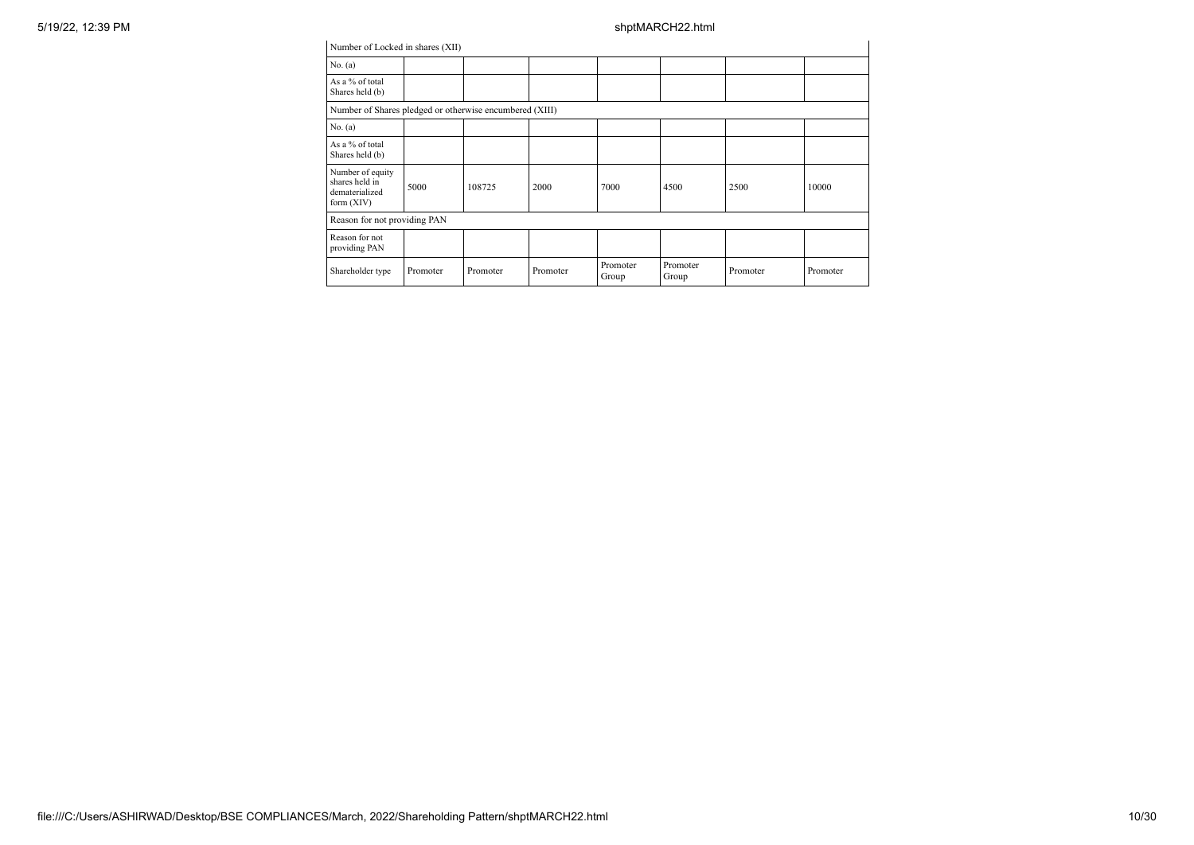| Number of Locked in shares (XII) | | | | | | | |
|---|---|---|---|---|---|---|---|
| No. (a) | | | | | | | |
| As a % of total Shares held (b) | | | | | | | |
| Number of Shares pledged or otherwise encumbered (XIII) | | | | | | | |
| No. (a) | | | | | | | |
| As a % of total Shares held (b) | | | | | | | |
| Number of equity shares held in dematerialized form (XIV) | 5000 | 108725 | 2000 | 7000 | 4500 | 2500 | 10000 |
| Reason for not providing PAN | | | | | | | |
| Reason for not providing PAN | | | | | | | |
| Shareholder type | Promoter | Promoter | Promoter | Promoter Group | Promoter Group | Promoter | Promoter |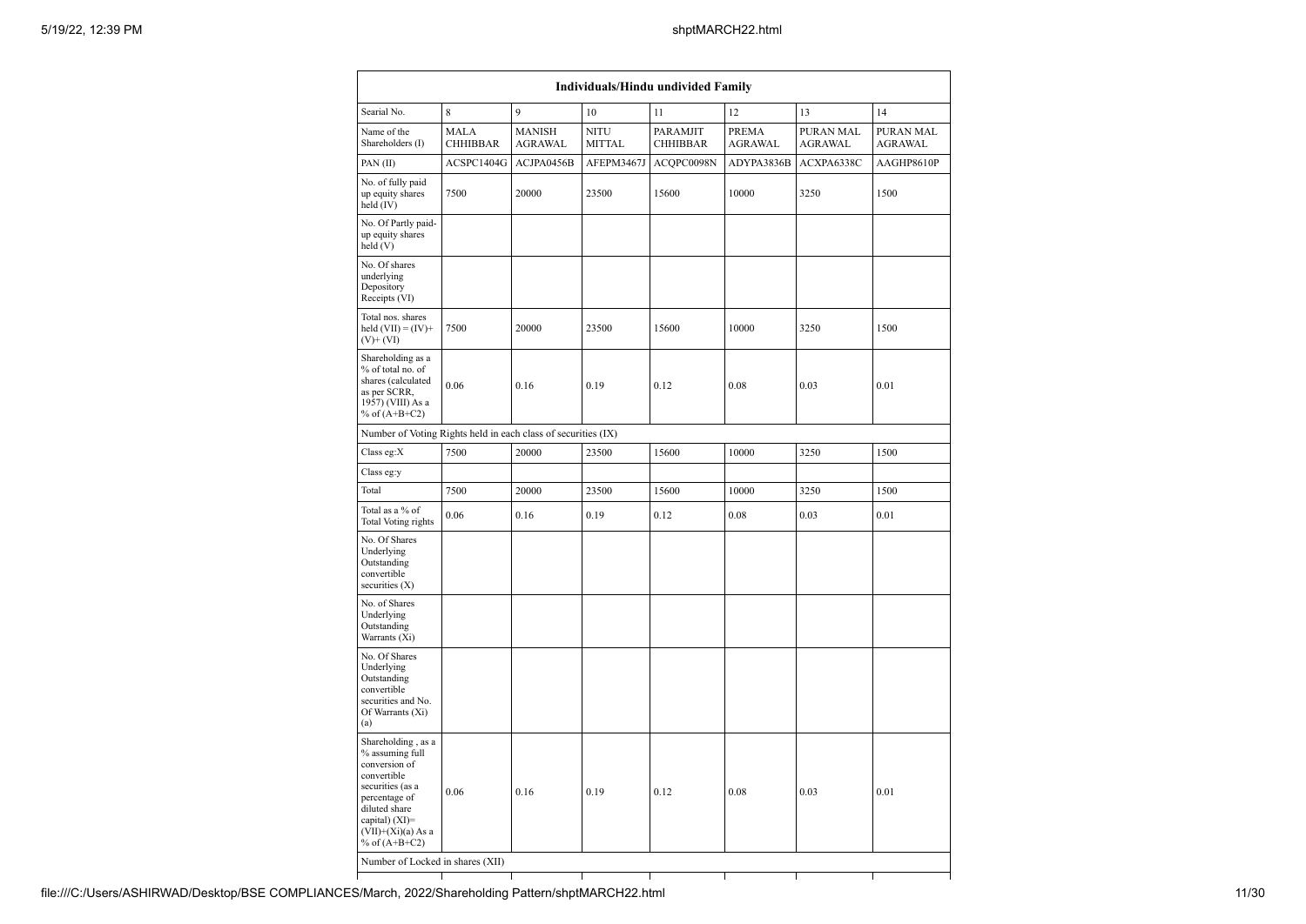| Individuals/Hindu undivided Family | | | | | | | |
|---|---|---|---|---|---|---|---|
| Searial No. | 8 | 9 | 10 | 11 | 12 | 13 | 14 |
| Name of the Shareholders (I) | MALA CHHIBBAR | MANISH AGRAWAL | NITU MITTAL | PARAMJIT CHHIBBAR | PREMA AGRAWAL | PURAN MAL AGRAWAL | PURAN MAL AGRAWAL |
| PAN (II) | ACSPC1404G | ACJPA0456B | AFEPM3467J | ACQPC0098N | ADYPA3836B | ACXPA6338C | AAGHP8610P |
| No. of fully paid up equity shares held (IV) | 7500 | 20000 | 23500 | 15600 | 10000 | 3250 | 1500 |
| No. Of Partly paid-up equity shares held (V) | | | | | | | |
| No. Of shares underlying Depository Receipts (VI) | | | | | | | |
| Total nos. shares held (VII) = (IV)+(V)+ (VI) | 7500 | 20000 | 23500 | 15600 | 10000 | 3250 | 1500 |
| Shareholding as a % of total no. of shares (calculated as per SCRR, 1957) (VIII) As a % of (A+B+C2) | 0.06 | 0.16 | 0.19 | 0.12 | 0.08 | 0.03 | 0.01 |
| Number of Voting Rights held in each class of securities (IX) | | | | | | | |
| Class eg:X | 7500 | 20000 | 23500 | 15600 | 10000 | 3250 | 1500 |
| Class eg:y | | | | | | | |
| Total | 7500 | 20000 | 23500 | 15600 | 10000 | 3250 | 1500 |
| Total as a % of Total Voting rights | 0.06 | 0.16 | 0.19 | 0.12 | 0.08 | 0.03 | 0.01 |
| No. Of Shares Underlying Outstanding convertible securities (X) | | | | | | | |
| No. of Shares Underlying Outstanding Warrants (Xi) | | | | | | | |
| No. Of Shares Underlying Outstanding convertible securities and No. Of Warrants (Xi) (a) | | | | | | | |
| Shareholding , as a % assuming full conversion of convertible securities (as a percentage of diluted share capital) (XI)= (VII)+(Xi)(a) As a % of (A+B+C2) | 0.06 | 0.16 | 0.19 | 0.12 | 0.08 | 0.03 | 0.01 |
| Number of Locked in shares (XII) | | | | | | | |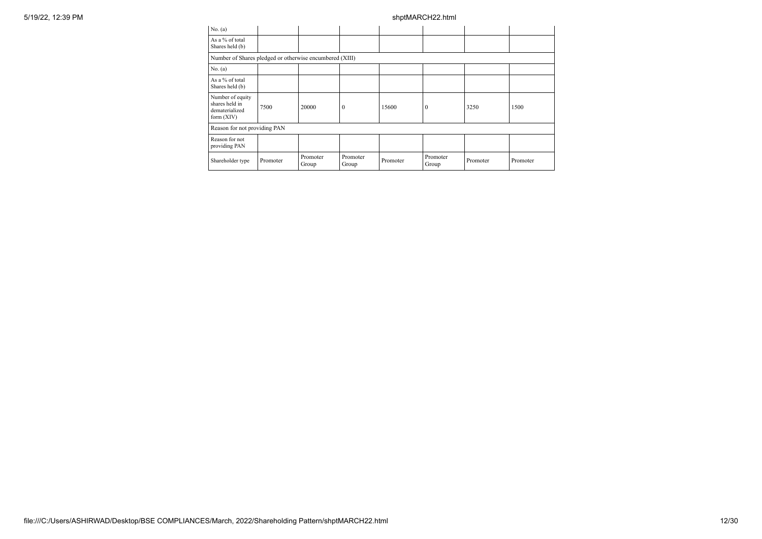| No. (a) | | | | | | | |
|---|---|---|---|---|---|---|---|
| As a % of total Shares held (b) | | | | | | | |
| Number of Shares pledged or otherwise encumbered (XIII) | | | | | | | |
| No. (a) | | | | | | | |
| As a % of total Shares held (b) | | | | | | | |
| Number of equity shares held in dematerialized form (XIV) | 7500 | 20000 | 0 | 15600 | 0 | 3250 | 1500 |
| Reason for not providing PAN | | | | | | | |
| Reason for not providing PAN | | | | | | | |
| Shareholder type | Promoter | Promoter Group | Promoter Group | Promoter | Promoter Group | Promoter | Promoter |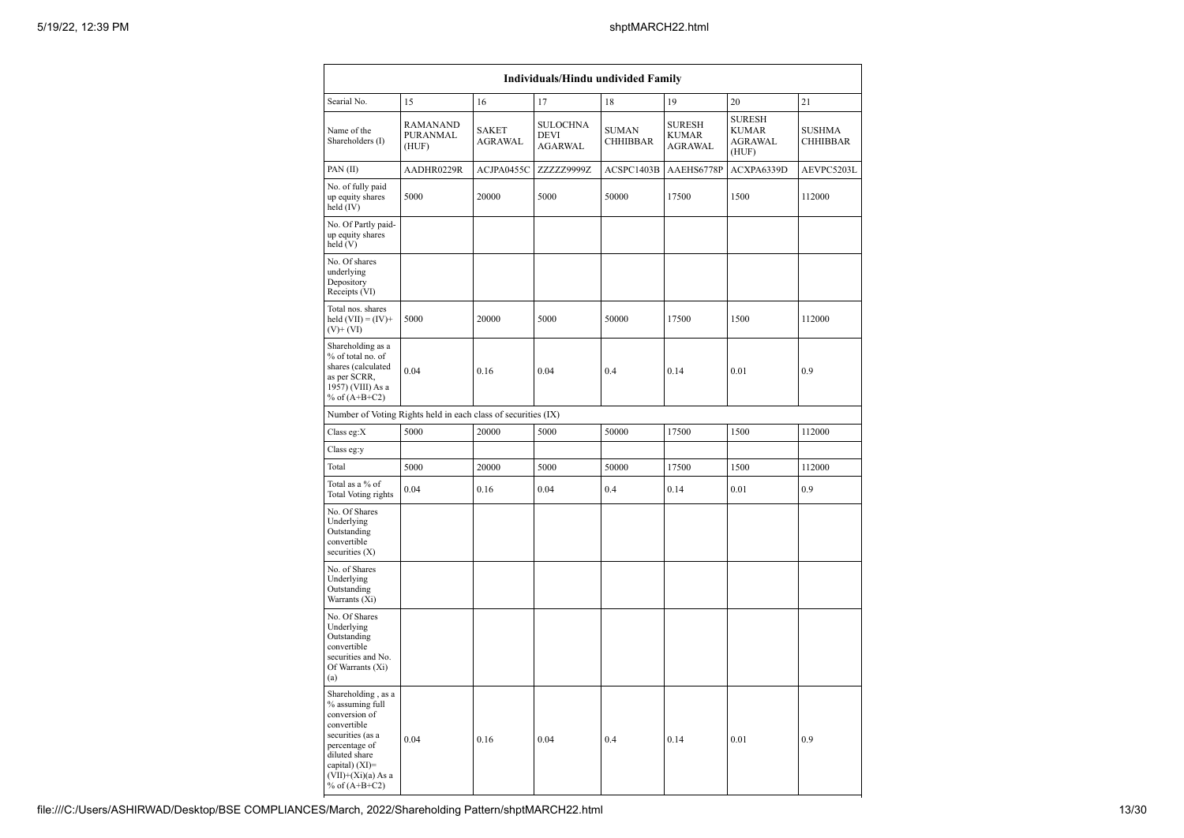| Individuals/Hindu undivided Family | | | | | | | |
|---|---|---|---|---|---|---|---|
| Searial No. | 15 | 16 | 17 | 18 | 19 | 20 | 21 |
| Name of the Shareholders (I) | RAMANAND PURANMAL (HUF) | SAKET AGRAWAL | SULOCHNA DEVI AGRAWAL | SUMAN CHHIBBAR | SURESH KUMAR AGRAWAL | SURESH KUMAR AGRAWAL (HUF) | SUSHMA CHHIBBAR |
| PAN (II) | AADHR0229R | ACJPA0455C | ZZZZZ9999Z | ACSPC1403B | AAEHS6778P | ACXPA6339D | AEVPC5203L |
| No. of fully paid up equity shares held (IV) | 5000 | 20000 | 5000 | 50000 | 17500 | 1500 | 112000 |
| No. Of Partly paid-up equity shares held (V) | | | | | | | |
| No. Of shares underlying Depository Receipts (VI) | | | | | | | |
| Total nos. shares held (VII) = (IV)+(V)+ (VI) | 5000 | 20000 | 5000 | 50000 | 17500 | 1500 | 112000 |
| Shareholding as a % of total no. of shares (calculated as per SCRR, 1957) (VIII) As a % of (A+B+C2) | 0.04 | 0.16 | 0.04 | 0.4 | 0.14 | 0.01 | 0.9 |
| Number of Voting Rights held in each class of securities (IX) | | | | | | | |
| Class eg:X | 5000 | 20000 | 5000 | 50000 | 17500 | 1500 | 112000 |
| Class eg:y | | | | | | | |
| Total | 5000 | 20000 | 5000 | 50000 | 17500 | 1500 | 112000 |
| Total as a % of Total Voting rights | 0.04 | 0.16 | 0.04 | 0.4 | 0.14 | 0.01 | 0.9 |
| No. Of Shares Underlying Outstanding convertible securities (X) | | | | | | | |
| No. of Shares Underlying Outstanding Warrants (Xi) | | | | | | | |
| No. Of Shares Underlying Outstanding convertible securities and No. Of Warrants (Xi) (a) | | | | | | | |
| Shareholding , as a % assuming full conversion of convertible securities (as a percentage of diluted share capital) (XI)= (VII)+(Xi)(a) As a % of (A+B+C2) | 0.04 | 0.16 | 0.04 | 0.4 | 0.14 | 0.01 | 0.9 |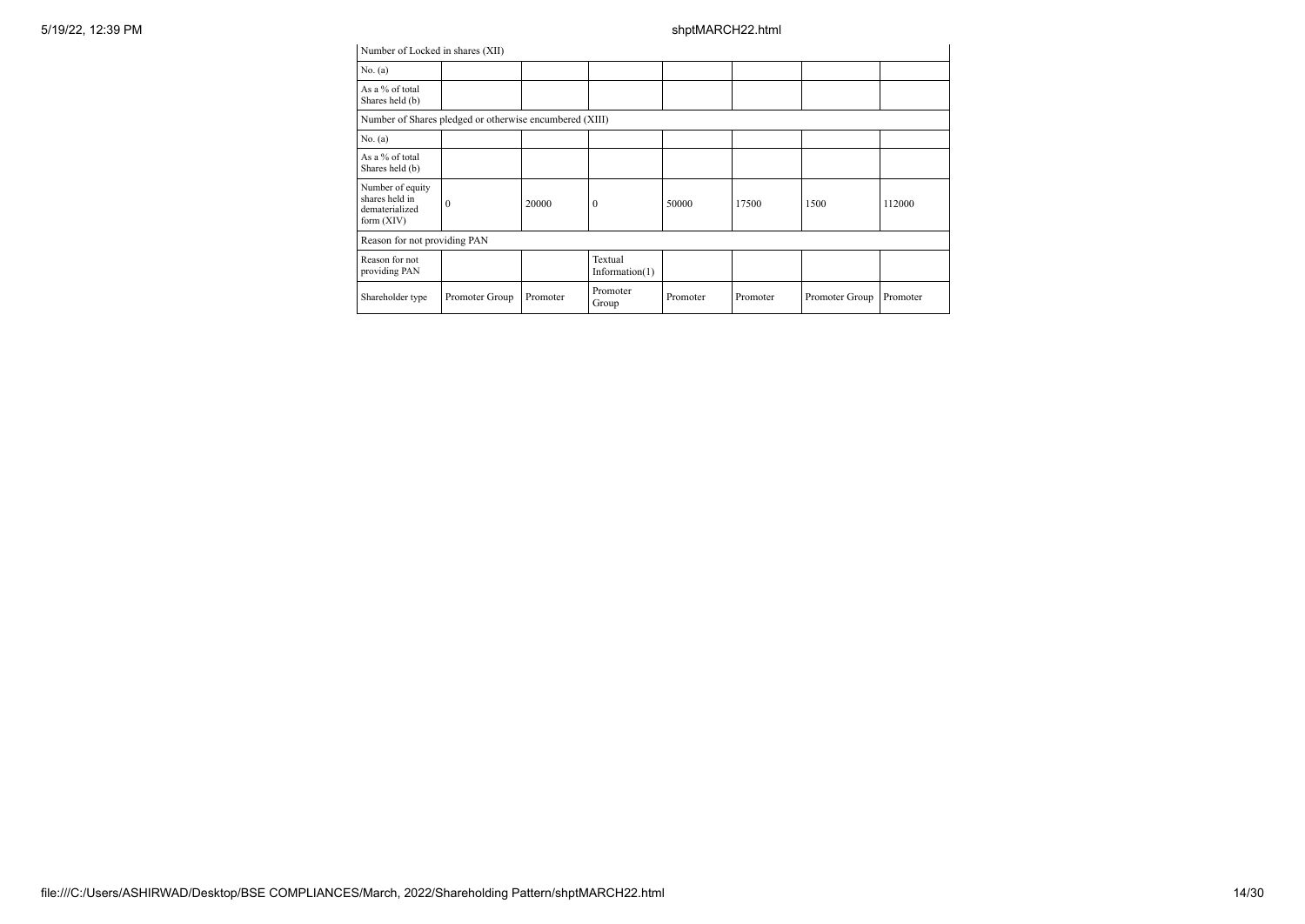| Number of Locked in shares (XII) | | | | | | | |
|---|---|---|---|---|---|---|---|
| No. (a) | | | | | | | |
| As a % of total Shares held (b) | | | | | | | |
| Number of Shares pledged or otherwise encumbered (XIII) | | | | | | | |
| No. (a) | | | | | | | |
| As a % of total Shares held (b) | | | | | | | |
| Number of equity shares held in dematerialized form (XIV) | 0 | 20000 | 0 | 50000 | 17500 | 1500 | 112000 |
| Reason for not providing PAN | | | | | | | |
| Reason for not providing PAN | | | Textual Information(1) | | | | |
| Shareholder type | Promoter Group | Promoter | Promoter Group | Promoter | Promoter | Promoter Group | Promoter |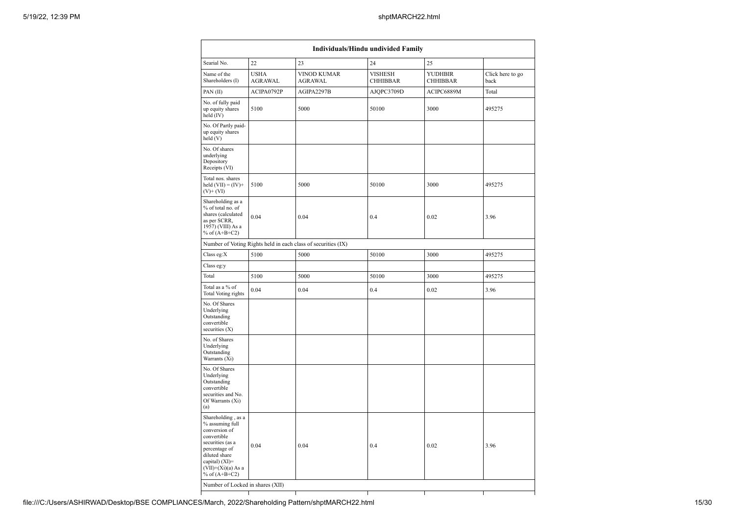| Individuals/Hindu undivided Family | | | | | |
|---|---|---|---|---|---|
| Searial No. | 22 | 23 | 24 | 25 | |
| Name of the Shareholders (I) | USHA AGRAWAL | VINOD KUMAR AGRAWAL | VISHESH CHHIBBAR | YUDHBIR CHHIBBAR | Click here to go back |
| PAN (II) | ACIPA0792P | AGIPA2297B | AJQPC3709D | ACIPC6889M | Total |
| No. of fully paid up equity shares held (IV) | 5100 | 5000 | 50100 | 3000 | 495275 |
| No. Of Partly paid-up equity shares held (V) | | | | | |
| No. Of shares underlying Depository Receipts (VI) | | | | | |
| Total nos. shares held (VII) = (IV)+ (V)+ (VI) | 5100 | 5000 | 50100 | 3000 | 495275 |
| Shareholding as a % of total no. of shares (calculated as per SCRR, 1957) (VIII) As a % of (A+B+C2) | 0.04 | 0.04 | 0.4 | 0.02 | 3.96 |
| Number of Voting Rights held in each class of securities (IX) | | | | | |
| Class eg:X | 5100 | 5000 | 50100 | 3000 | 495275 |
| Class eg:y | | | | | |
| Total | 5100 | 5000 | 50100 | 3000 | 495275 |
| Total as a % of Total Voting rights | 0.04 | 0.04 | 0.4 | 0.02 | 3.96 |
| No. Of Shares Underlying Outstanding convertible securities (X) | | | | | |
| No. of Shares Underlying Outstanding Warrants (Xi) | | | | | |
| No. Of Shares Underlying Outstanding convertible securities and No. Of Warrants (Xi) (a) | | | | | |
| Shareholding , as a % assuming full conversion of convertible securities (as a percentage of diluted share capital) (XI)= (VII)+(Xi)(a) As a % of (A+B+C2) | 0.04 | 0.04 | 0.4 | 0.02 | 3.96 |
| Number of Locked in shares (XII) | | | | | |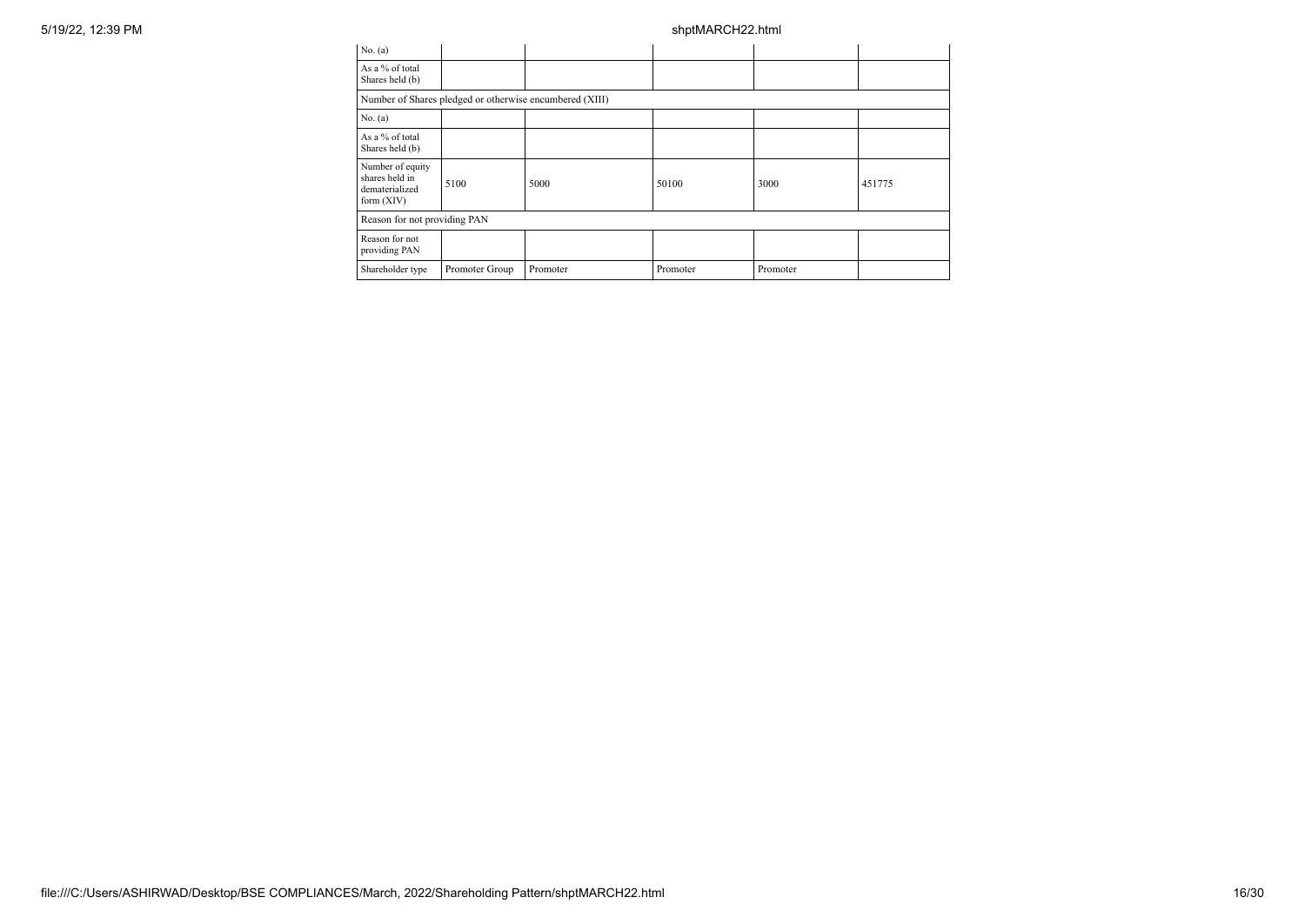| No. (a) | | | | | |
|---|---|---|---|---|---|
| As a % of total Shares held (b) | | | | | |
| Number of Shares pledged or otherwise encumbered (XIII) | | | | | |
| No. (a) | | | | | |
| As a % of total Shares held (b) | | | | | |
| Number of equity shares held in dematerialized form (XIV) | 5100 | 5000 | 50100 | 3000 | 451775 |
| Reason for not providing PAN | | | | | |
| Reason for not providing PAN | | | | | |
| Shareholder type | Promoter Group | Promoter | Promoter | Promoter | |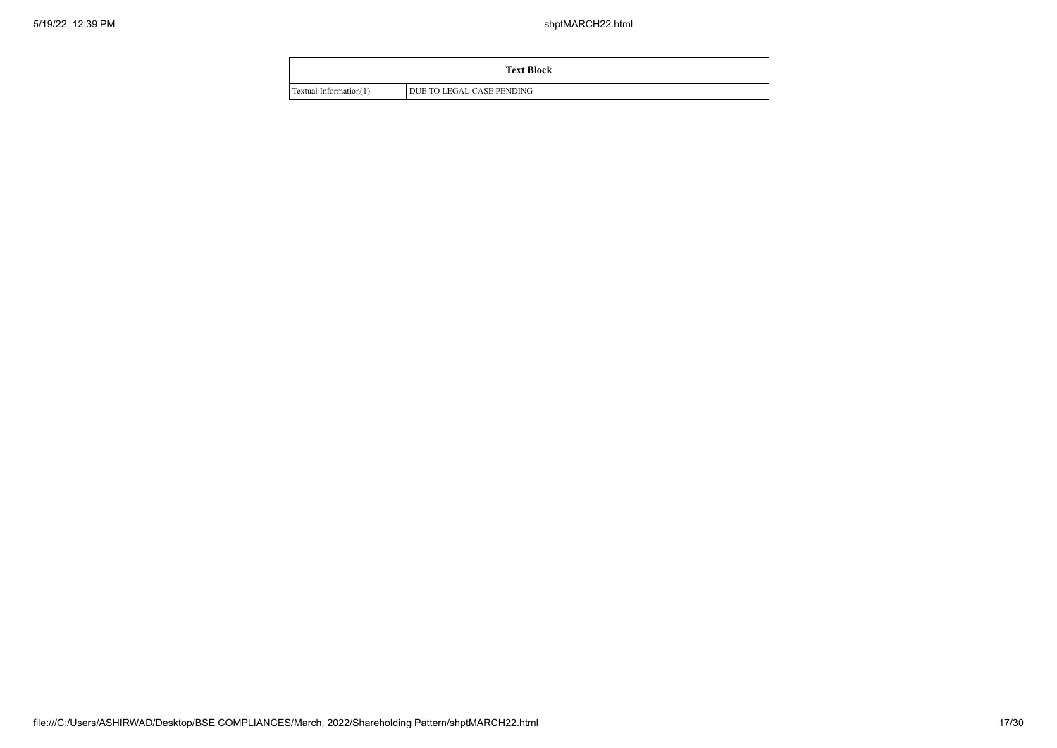| Text Block | |
|---|---|
| Textual Information(1) | DUE TO LEGAL CASE PENDING |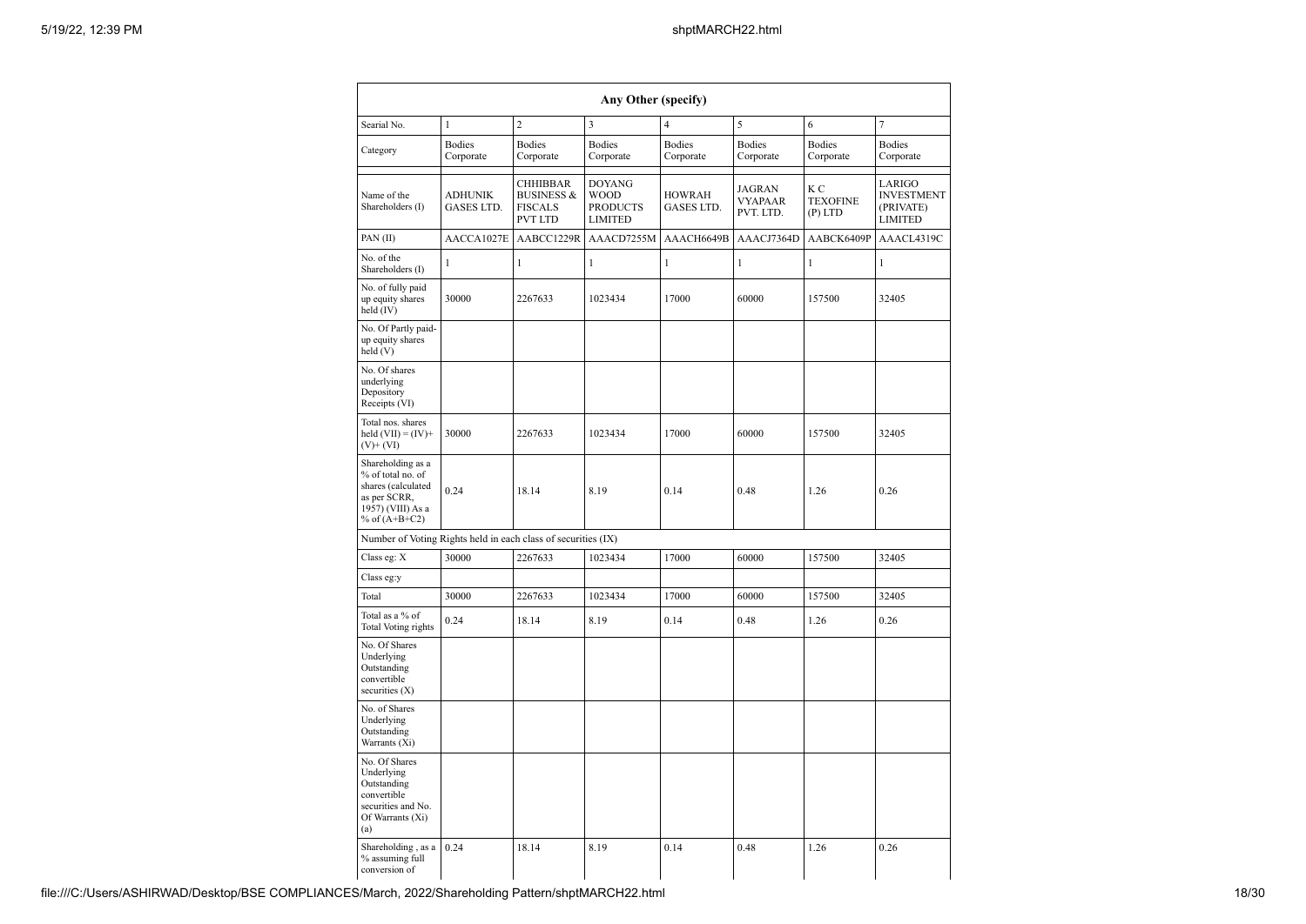| Any Other (specify) | | | | | | | |
|---|---|---|---|---|---|---|---|
| Searial No. | 1 | 2 | 3 | 4 | 5 | 6 | 7 |
| Category | Bodies Corporate | Bodies Corporate | Bodies Corporate | Bodies Corporate | Bodies Corporate | Bodies Corporate | Bodies Corporate |
| Name of the Shareholders (I) | ADHUNIK GASES LTD. | CHHIBBAR BUSINESS & FISCALS PVT LTD | DOYANG WOOD PRODUCTS LIMITED | HOWRAH GASES LTD. | JAGRAN VYAPAAR PVT. LTD. | K C TEXOFINE (P) LTD | LARIGO INVESTMENT (PRIVATE) LIMITED |
| PAN (II) | AACCA1027E | AABCC1229R | AAACD7255M | AAACH6649B | AAACJ7364D | AABCK6409P | AAACL4319C |
| No. of the Shareholders (I) | 1 | 1 | 1 | 1 | 1 | 1 | 1 |
| No. of fully paid up equity shares held (IV) | 30000 | 2267633 | 1023434 | 17000 | 60000 | 157500 | 32405 |
| No. Of Partly paid-up equity shares held (V) | | | | | | | |
| No. Of shares underlying Depository Receipts (VI) | | | | | | | |
| Total nos. shares held (VII) = (IV)+ (V)+ (VI) | 30000 | 2267633 | 1023434 | 17000 | 60000 | 157500 | 32405 |
| Shareholding as a % of total no. of shares (calculated as per SCRR, 1957) (VIII) As a % of (A+B+C2) | 0.24 | 18.14 | 8.19 | 0.14 | 0.48 | 1.26 | 0.26 |
| Number of Voting Rights held in each class of securities (IX) | | | | | | | |
| Class eg: X | 30000 | 2267633 | 1023434 | 17000 | 60000 | 157500 | 32405 |
| Class eg:y | | | | | | | |
| Total | 30000 | 2267633 | 1023434 | 17000 | 60000 | 157500 | 32405 |
| Total as a % of Total Voting rights | 0.24 | 18.14 | 8.19 | 0.14 | 0.48 | 1.26 | 0.26 |
| No. Of Shares Underlying Outstanding convertible securities (X) | | | | | | | |
| No. of Shares Underlying Outstanding Warrants (Xi) | | | | | | | |
| No. Of Shares Underlying Outstanding convertible securities and No. Of Warrants (Xi) (a) | | | | | | | |
| Shareholding , as a % assuming full conversion of | 0.24 | 18.14 | 8.19 | 0.14 | 0.48 | 1.26 | 0.26 |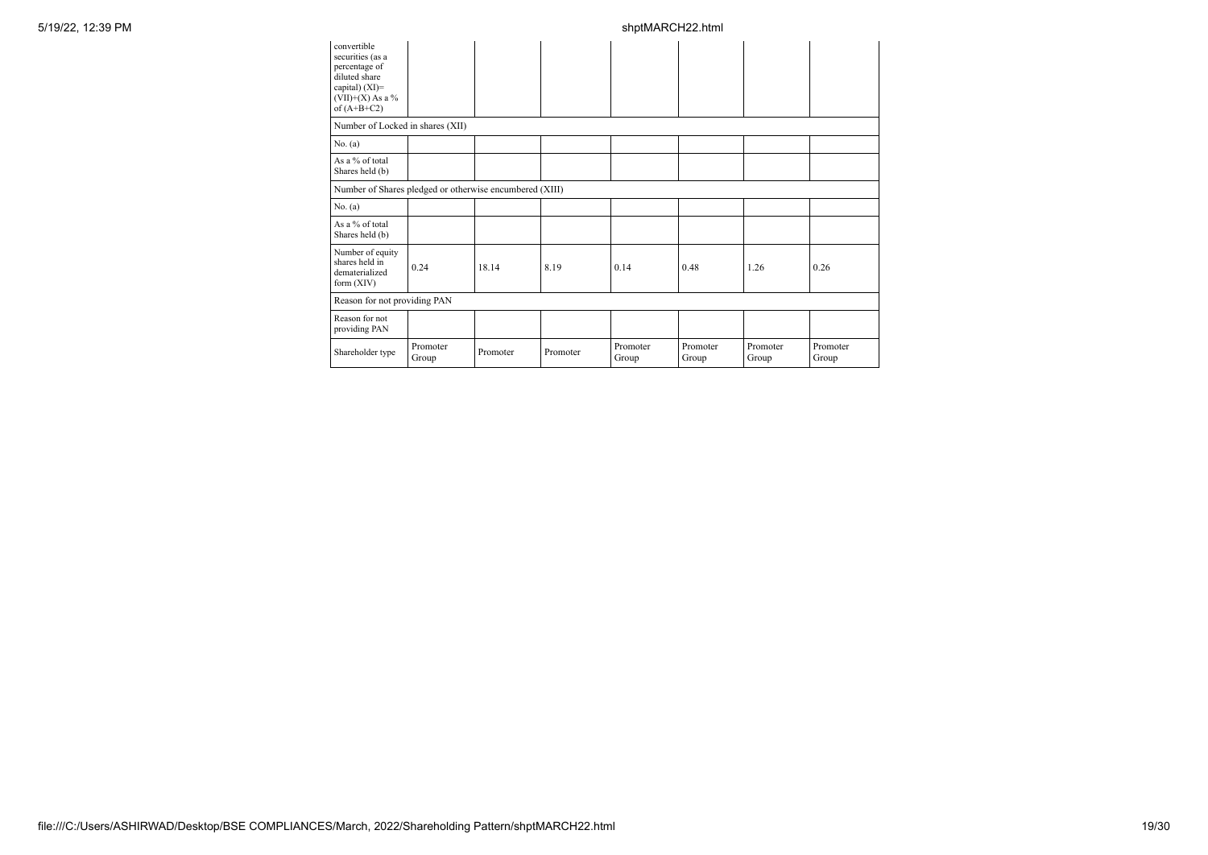| convertible securities (as a percentage of diluted share capital) (XI)= (VII)+(X) As a % of (A+B+C2) | | | | | | | |
|---|---|---|---|---|---|---|---|
| Number of Locked in shares (XII) | | | | | | | |
| No. (a) | | | | | | | |
| As a % of total Shares held (b) | | | | | | | |
| Number of Shares pledged or otherwise encumbered (XIII) | | | | | | | |
| No. (a) | | | | | | | |
| As a % of total Shares held (b) | | | | | | | |
| Number of equity shares held in dematerialized form (XIV) | 0.24 | 18.14 | 8.19 | 0.14 | 0.48 | 1.26 | 0.26 |
| Reason for not providing PAN | | | | | | | |
| Reason for not providing PAN | | | | | | | |
| Shareholder type | Promoter Group | Promoter | Promoter | Promoter Group | Promoter Group | Promoter Group | Promoter Group |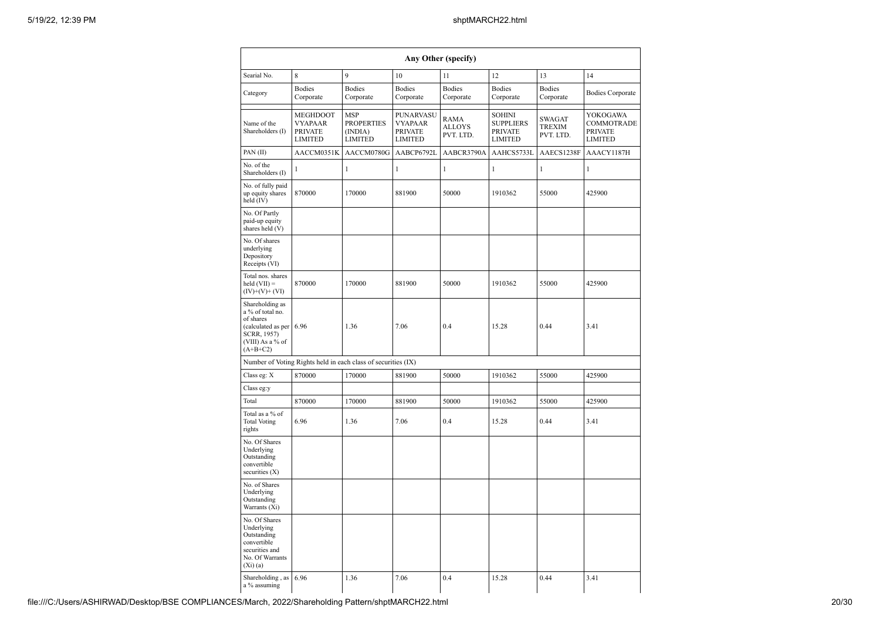| Any Other (specify) | | | | | | | |
|---|---|---|---|---|---|---|---|
| Searial No. | 8 | 9 | 10 | 11 | 12 | 13 | 14 |
| Category | Bodies Corporate | Bodies Corporate | Bodies Corporate | Bodies Corporate | Bodies Corporate | Bodies Corporate | Bodies Corporate |
| Name of the Shareholders (I) | MEGHDOOT VYAPAAR PRIVATE LIMITED | MSP PROPERTIES (INDIA) LIMITED | PUNARVASU VYAPAAR PRIVATE LIMITED | RAMA ALLOYS PVT. LTD. | SOHINI SUPPLIERS PRIVATE LIMITED | SWAGAT TREXIM PVT. LTD. | YOKOGAWA COMMOTRADE PRIVATE LIMITED |
| PAN (II) | AACCM0351K | AACCM0780G | AABCP6792L | AABCR3790A | AAHCS5733L | AAECS1238F | AAACY1187H |
| No. of the Shareholders (I) | 1 | 1 | 1 | 1 | 1 | 1 | 1 |
| No. of fully paid up equity shares held (IV) | 870000 | 170000 | 881900 | 50000 | 1910362 | 55000 | 425900 |
| No. Of Partly paid-up equity shares held (V) | | | | | | | |
| No. Of shares underlying Depository Receipts (VI) | | | | | | | |
| Total nos. shares held (VII) = (IV)+(V)+ (VI) | 870000 | 170000 | 881900 | 50000 | 1910362 | 55000 | 425900 |
| Shareholding as a % of total no. of shares (calculated as per SCRR, 1957) (VIII) As a % of (A+B+C2) | 6.96 | 1.36 | 7.06 | 0.4 | 15.28 | 0.44 | 3.41 |
| Number of Voting Rights held in each class of securities (IX) | | | | | | | |
| Class eg: X | 870000 | 170000 | 881900 | 50000 | 1910362 | 55000 | 425900 |
| Class eg:y | | | | | | | |
| Total | 870000 | 170000 | 881900 | 50000 | 1910362 | 55000 | 425900 |
| Total as a % of Total Voting rights | 6.96 | 1.36 | 7.06 | 0.4 | 15.28 | 0.44 | 3.41 |
| No. Of Shares Underlying Outstanding convertible securities (X) | | | | | | | |
| No. of Shares Underlying Outstanding Warrants (Xi) | | | | | | | |
| No. Of Shares Underlying Outstanding convertible securities and No. Of Warrants (Xi) (a) | | | | | | | |
| Shareholding , as a % assuming | 6.96 | 1.36 | 7.06 | 0.4 | 15.28 | 0.44 | 3.41 |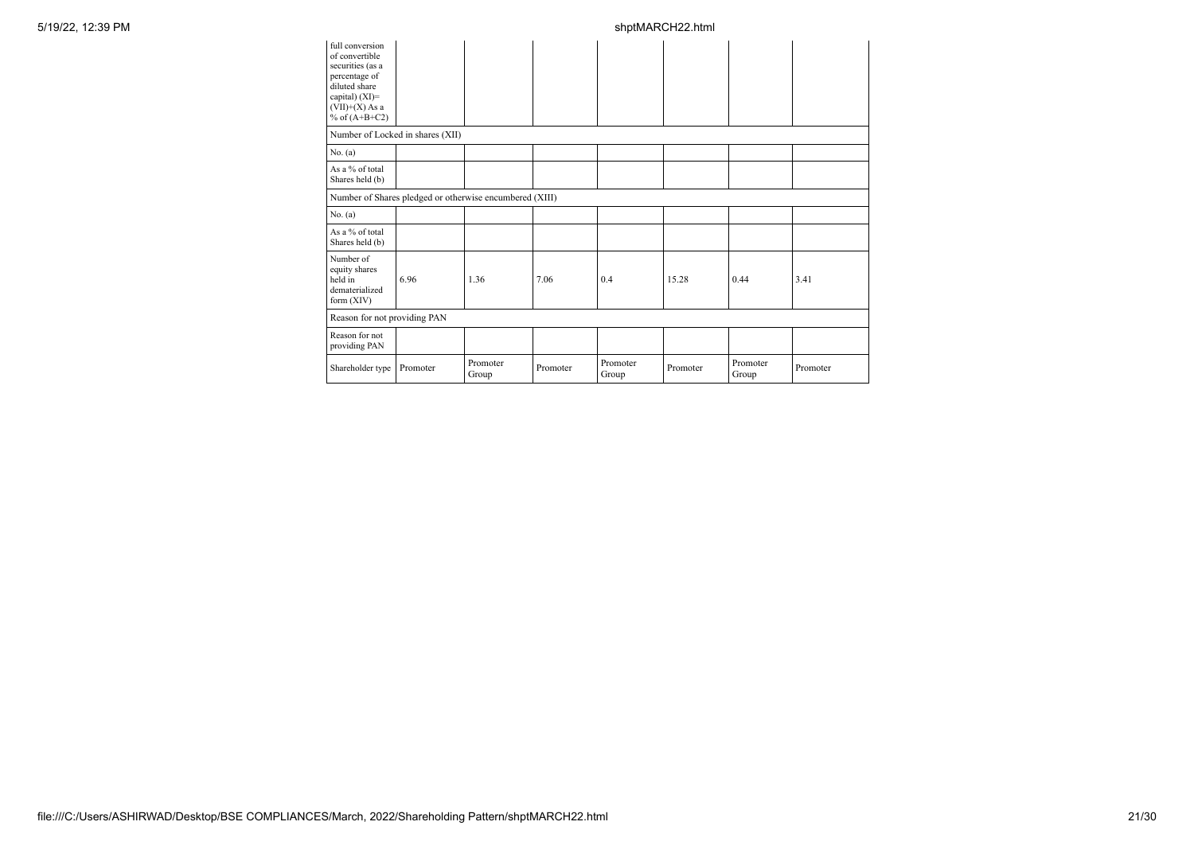| | | | | | | | |
|---|---|---|---|---|---|---|---|
| full conversion of convertible securities (as a percentage of diluted share capital) (XI)= (VII)+(X) As a % of (A+B+C2) | | | | | | | |
| Number of Locked in shares (XII) | | | | | | | |
| No. (a) | | | | | | | |
| As a % of total Shares held (b) | | | | | | | |
| Number of Shares pledged or otherwise encumbered (XIII) | | | | | | | |
| No. (a) | | | | | | | |
| As a % of total Shares held (b) | | | | | | | |
| Number of equity shares held in dematerialized form (XIV) | 6.96 | 1.36 | 7.06 | 0.4 | 15.28 | 0.44 | 3.41 |
| Reason for not providing PAN | | | | | | | |
| Reason for not providing PAN | | | | | | | |
| Shareholder type | Promoter | Promoter Group | Promoter | Promoter Group | Promoter | Promoter Group | Promoter |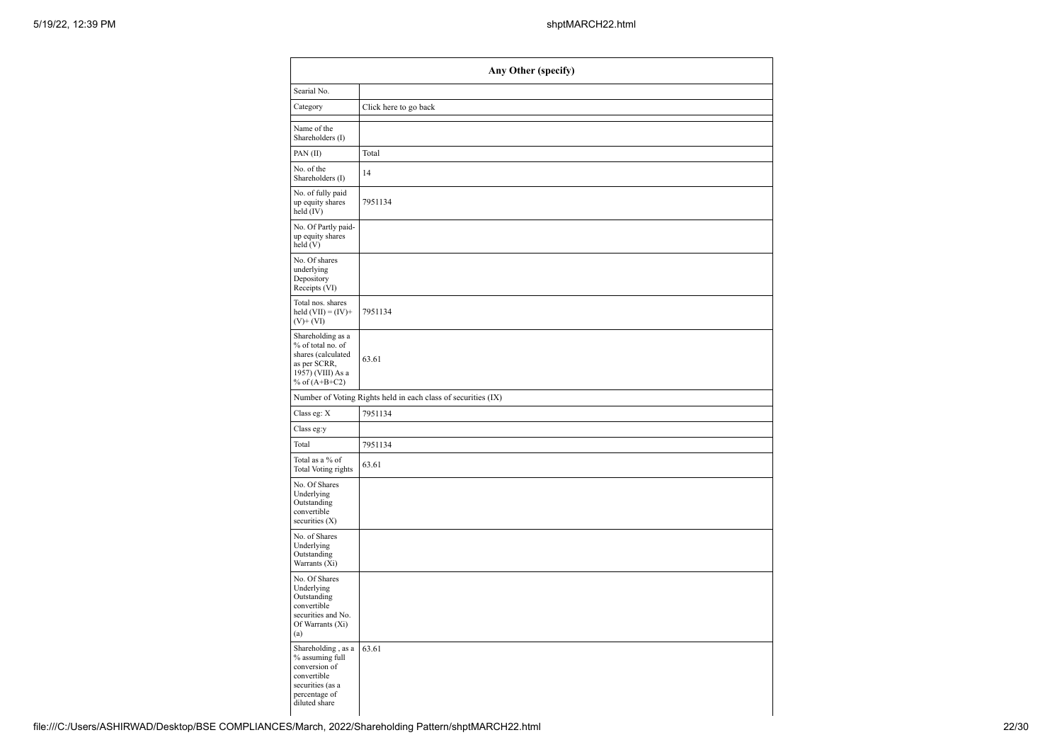| Any Other (specify) | |
|---|---|
| Searial No. | |
| Category | Click here to go back |
| Name of the Shareholders (I) | |
| PAN (II) | Total |
| No. of the Shareholders (I) | 14 |
| No. of fully paid up equity shares held (IV) | 7951134 |
| No. Of Partly paid-up equity shares held (V) | |
| No. Of shares underlying Depository Receipts (VI) | |
| Total nos. shares held (VII) = (IV)+ (V)+ (VI) | 7951134 |
| Shareholding as a % of total no. of shares (calculated as per SCRR, 1957) (VIII) As a % of (A+B+C2) | 63.61 |
| Number of Voting Rights held in each class of securities (IX) | |
| Class eg: X | 7951134 |
| Class eg:y | |
| Total | 7951134 |
| Total as a % of Total Voting rights | 63.61 |
| No. Of Shares Underlying Outstanding convertible securities (X) | |
| No. of Shares Underlying Outstanding Warrants (Xi) | |
| No. Of Shares Underlying Outstanding convertible securities and No. Of Warrants (Xi) (a) | |
| Shareholding , as a % assuming full conversion of convertible securities (as a percentage of diluted share | 63.61 |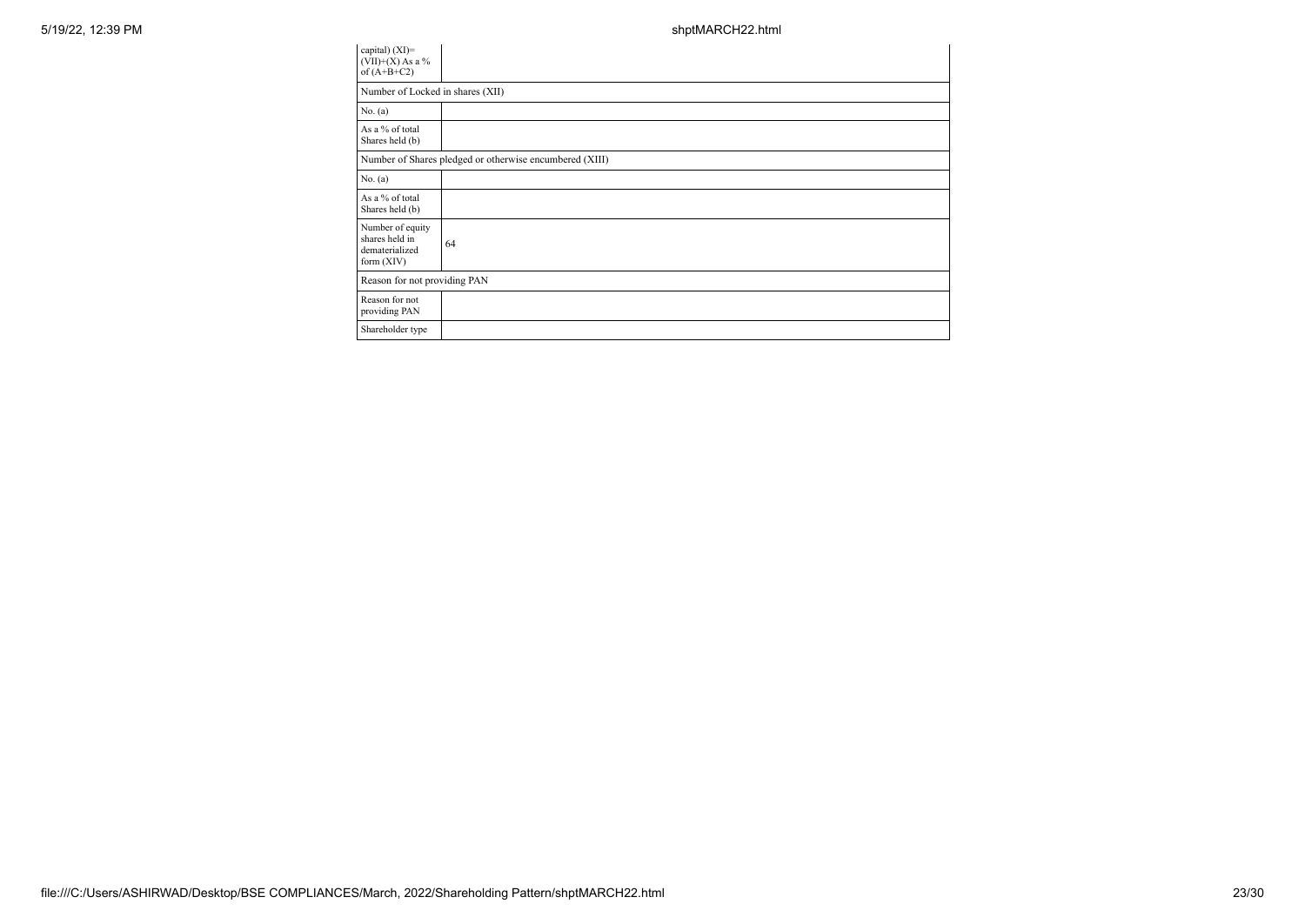| | |
|---|---|
| capital) (XI)= (VII)+(X) As a % of (A+B+C2) | |
| Number of Locked in shares (XII) | |
| No. (a) | |
| As a % of total Shares held (b) | |
| Number of Shares pledged or otherwise encumbered (XIII) | |
| No. (a) | |
| As a % of total Shares held (b) | |
| Number of equity shares held in dematerialized form (XIV) | 64 |
| Reason for not providing PAN | |
| Reason for not providing PAN | |
| Shareholder type | |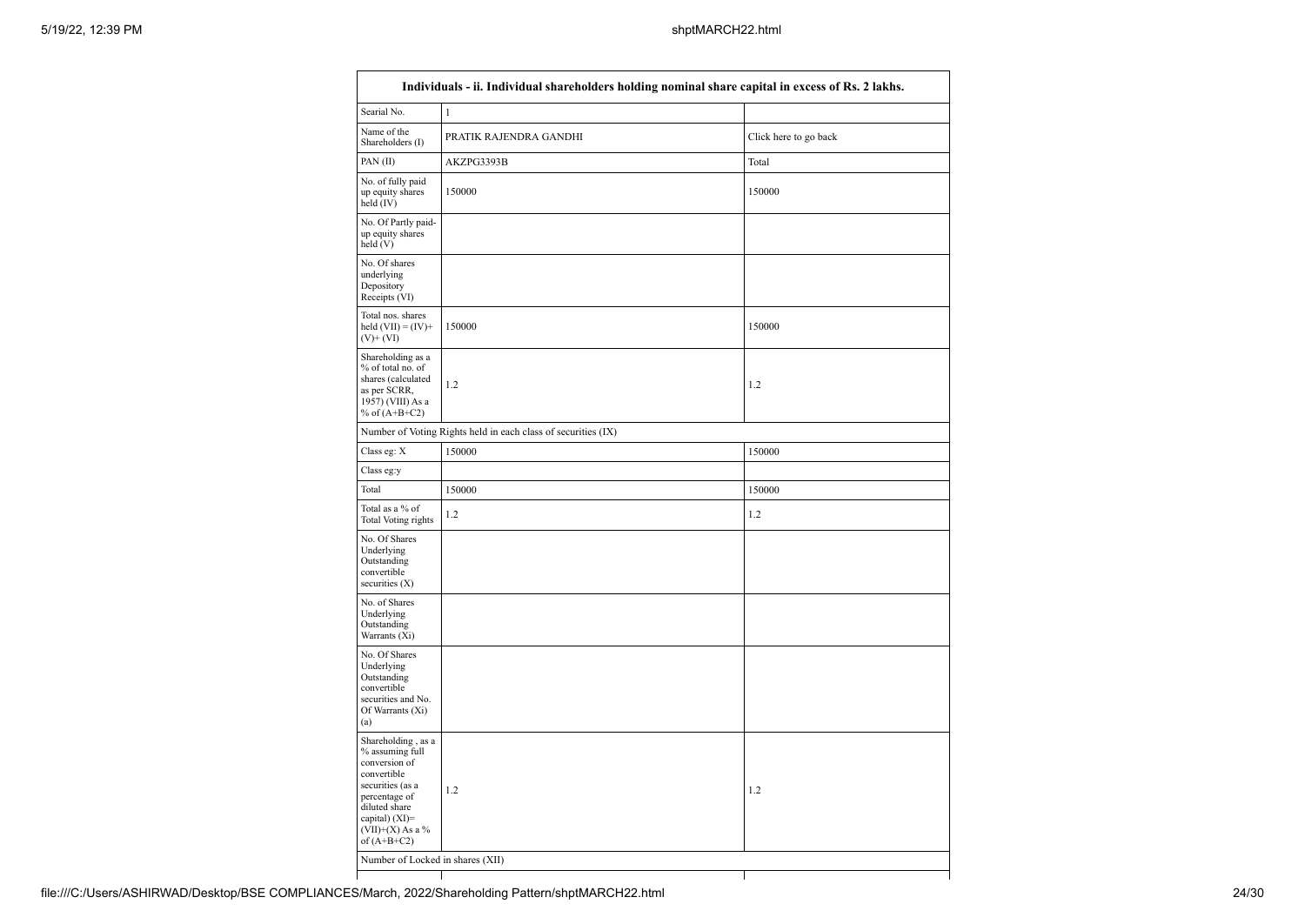| Individuals - ii. Individual shareholders holding nominal share capital in excess of Rs. 2 lakhs. | | |
|---|---|---|
| Searial No. | 1 | |
| Name of the Shareholders (I) | PRATIK RAJENDRA GANDHI | Click here to go back |
| PAN (II) | AKZPG3393B | Total |
| No. of fully paid up equity shares held (IV) | 150000 | 150000 |
| No. Of Partly paid-up equity shares held (V) | | |
| No. Of shares underlying Depository Receipts (VI) | | |
| Total nos. shares held (VII) = (IV)+ (V)+ (VI) | 150000 | 150000 |
| Shareholding as a % of total no. of shares (calculated as per SCRR, 1957) (VIII) As a % of (A+B+C2) | 1.2 | 1.2 |
| Number of Voting Rights held in each class of securities (IX) | | |
| Class eg: X | 150000 | 150000 |
| Class eg:y | | |
| Total | 150000 | 150000 |
| Total as a % of Total Voting rights | 1.2 | 1.2 |
| No. Of Shares Underlying Outstanding convertible securities (X) | | |
| No. of Shares Underlying Outstanding Warrants (Xi) | | |
| No. Of Shares Underlying Outstanding convertible securities and No. Of Warrants (Xi) (a) | | |
| Shareholding , as a % assuming full conversion of convertible securities (as a percentage of diluted share capital) (XI)= (VII)+(X) As a % of (A+B+C2) | 1.2 | 1.2 |
| Number of Locked in shares (XII) | | |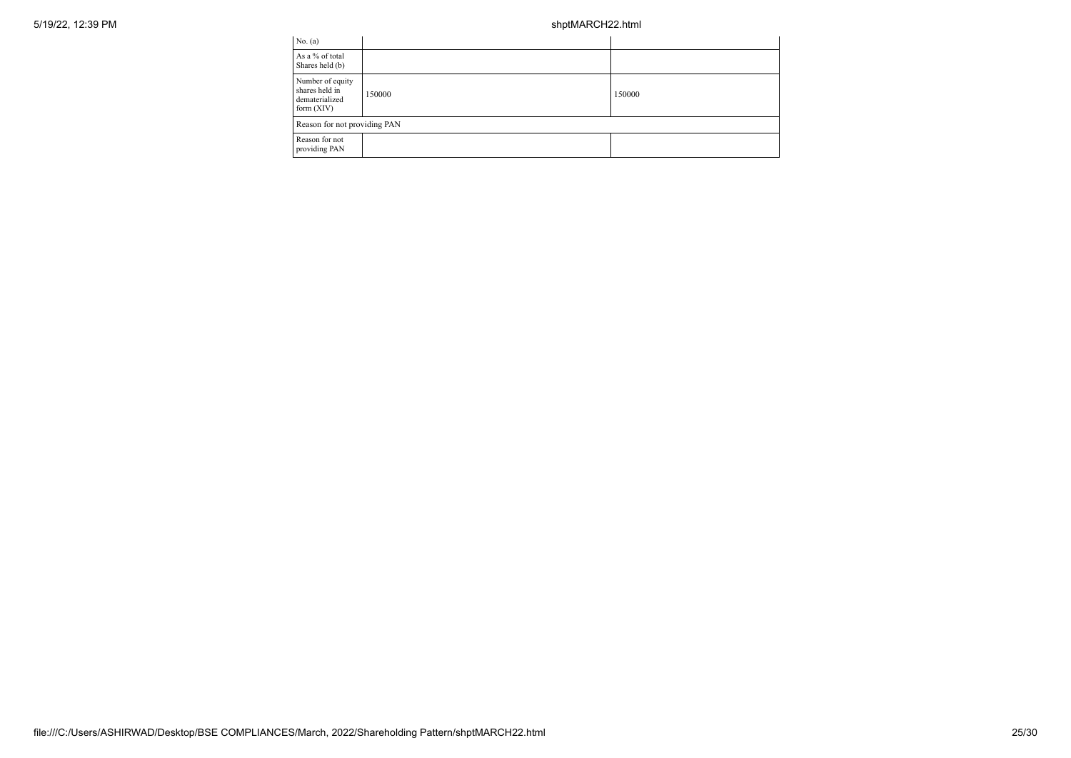| No. (a) | | |
|---|---|---|
| As a % of total Shares held (b) | | |
| Number of equity shares held in dematerialized form (XIV) | 150000 | 150000 |
| Reason for not providing PAN | | |
| Reason for not providing PAN | | |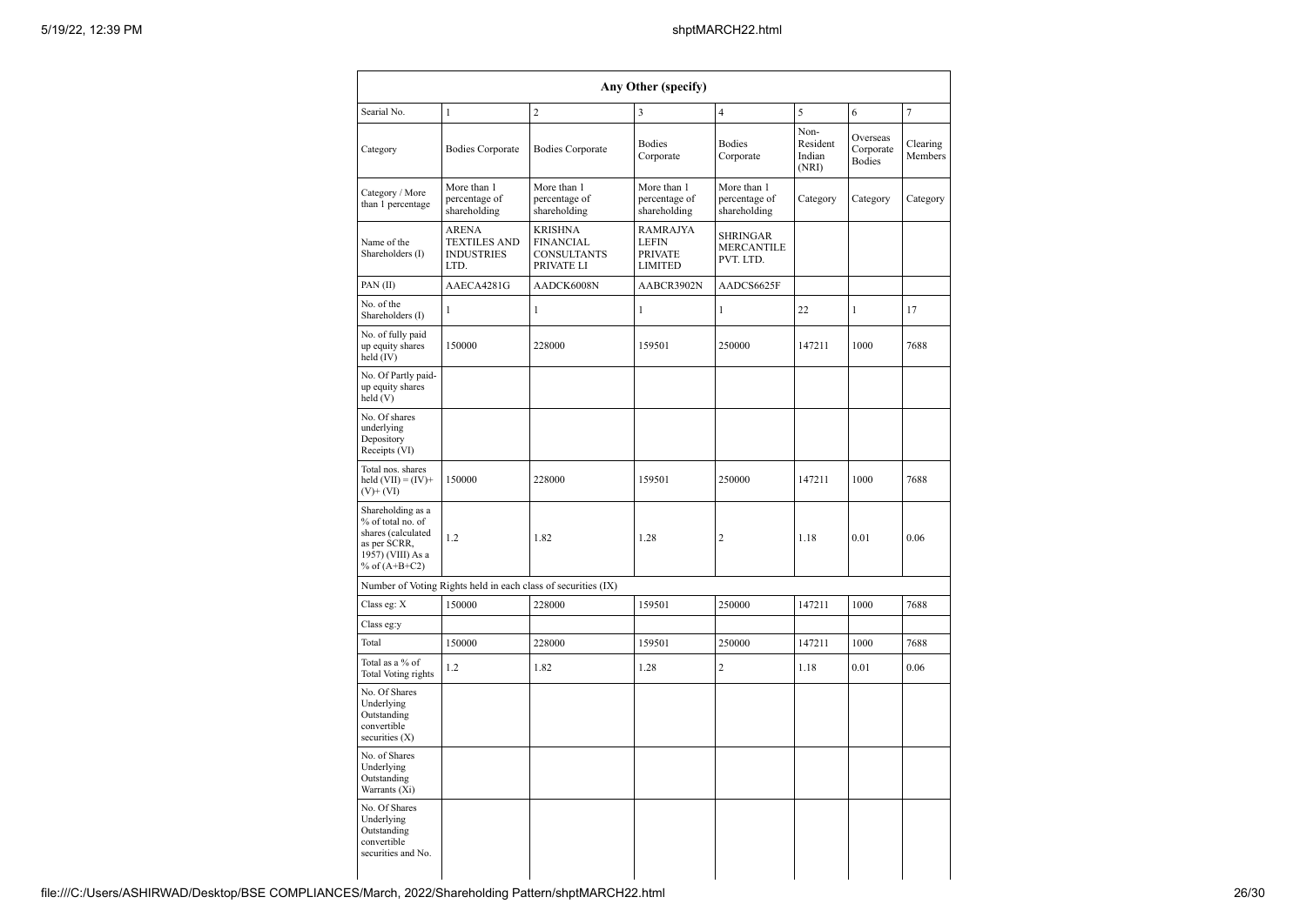| Any Other (specify) | | | | | | | |
|---|---|---|---|---|---|---|---|
| Searial No. | 1 | 2 | 3 | 4 | 5 | 6 | 7 |
| Category | Bodies Corporate | Bodies Corporate | Bodies Corporate | Bodies Corporate | Non-Resident Indian (NRI) | Overseas Corporate Bodies | Clearing Members |
| Category / More than 1 percentage | More than 1 percentage of shareholding | More than 1 percentage of shareholding | More than 1 percentage of shareholding | More than 1 percentage of shareholding | Category | Category | Category |
| Name of the Shareholders (I) | ARENA TEXTILES AND INDUSTRIES LTD. | KRISHNA FINANCIAL CONSULTANTS PRIVATE LI | RAMRAJYA LEFIN PRIVATE LIMITED | SHRINGAR MERCANTILE PVT. LTD. | | | |
| PAN (II) | AAECA4281G | AADCK6008N | AABCR3902N | AADCS6625F | | | |
| No. of the Shareholders (I) | 1 | 1 | 1 | 1 | 22 | 1 | 17 |
| No. of fully paid up equity shares held (IV) | 150000 | 228000 | 159501 | 250000 | 147211 | 1000 | 7688 |
| No. Of Partly paid-up equity shares held (V) | | | | | | | |
| No. Of shares underlying Depository Receipts (VI) | | | | | | | |
| Total nos. shares held (VII) = (IV)+(V)+ (VI) | 150000 | 228000 | 159501 | 250000 | 147211 | 1000 | 7688 |
| Shareholding as a % of total no. of shares (calculated as per SCRR, 1957) (VIII) As a % of (A+B+C2) | 1.2 | 1.82 | 1.28 | 2 | 1.18 | 0.01 | 0.06 |
| Number of Voting Rights held in each class of securities (IX) | | | | | | | |
| Class eg: X | 150000 | 228000 | 159501 | 250000 | 147211 | 1000 | 7688 |
| Class eg:y | | | | | | | |
| Total | 150000 | 228000 | 159501 | 250000 | 147211 | 1000 | 7688 |
| Total as a % of Total Voting rights | 1.2 | 1.82 | 1.28 | 2 | 1.18 | 0.01 | 0.06 |
| No. Of Shares Underlying Outstanding convertible securities (X) | | | | | | | |
| No. of Shares Underlying Outstanding Warrants (Xi) | | | | | | | |
| No. Of Shares Underlying Outstanding convertible securities and No. | | | | | | | |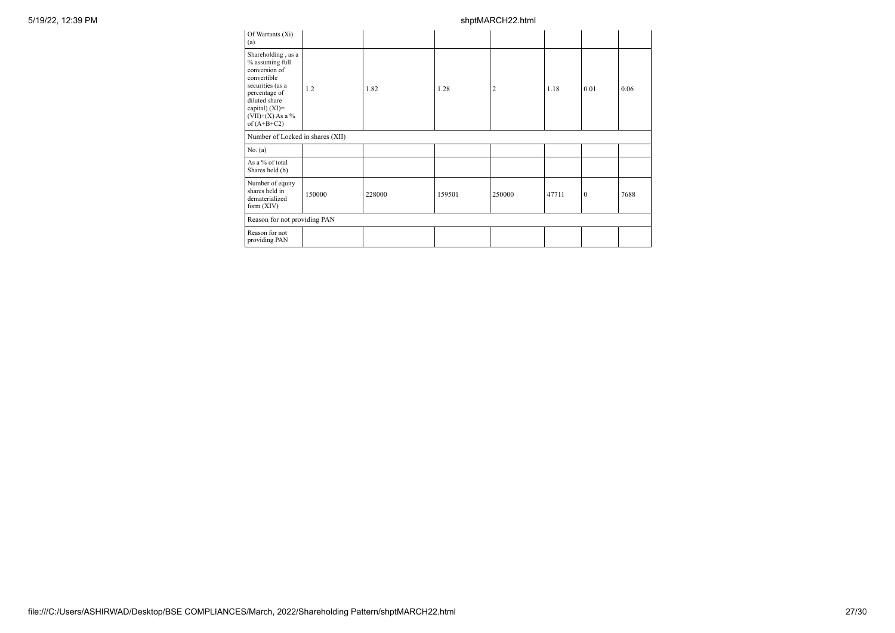| Of Warrants (Xi) (a) | | | | | | | |
|---|---|---|---|---|---|---|---|
| Shareholding , as a % assuming full conversion of convertible securities (as a percentage of diluted share capital) (XI)= (VII)+(X) As a % of (A+B+C2) | 1.2 | 1.82 | 1.28 | 2 | 1.18 | 0.01 | 0.06 |
| Number of Locked in shares (XII) | | | | | | | |
| No. (a) | | | | | | | |
| As a % of total Shares held (b) | | | | | | | |
| Number of equity shares held in dematerialized form (XIV) | 150000 | 228000 | 159501 | 250000 | 47711 | 0 | 7688 |
| Reason for not providing PAN | | | | | | | |
| Reason for not providing PAN | | | | | | | |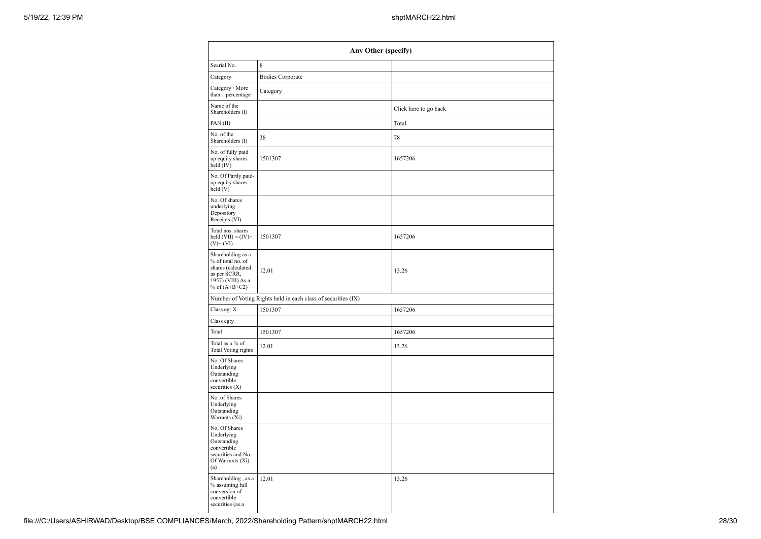| Any Other (specify) | | |
|---|---|---|
| Searial No. | 8 | |
| Category | Bodies Corporate | |
| Category / More than 1 percentage | Category | |
| Name of the Shareholders (I) | | Click here to go back |
| PAN (II) | | Total |
| No. of the Shareholders (I) | 38 | 78 |
| No. of fully paid up equity shares held (IV) | 1501307 | 1657206 |
| No. Of Partly paid-up equity shares held (V) | | |
| No. Of shares underlying Depository Receipts (VI) | | |
| Total nos. shares held (VII) = (IV)+ (V)+ (VI) | 1501307 | 1657206 |
| Shareholding as a % of total no. of shares (calculated as per SCRR, 1957) (VIII) As a % of (A+B+C2) | 12.01 | 13.26 |
| Number of Voting Rights held in each class of securities (IX) | | |
| Class eg: X | 1501307 | 1657206 |
| Class eg:y | | |
| Total | 1501307 | 1657206 |
| Total as a % of Total Voting rights | 12.01 | 13.26 |
| No. Of Shares Underlying Outstanding convertible securities (X) | | |
| No. of Shares Underlying Outstanding Warrants (Xi) | | |
| No. Of Shares Underlying Outstanding convertible securities and No. Of Warrants (Xi) (a) | | |
| Shareholding , as a % assuming full conversion of convertible securities (as a | 12.01 | 13.26 |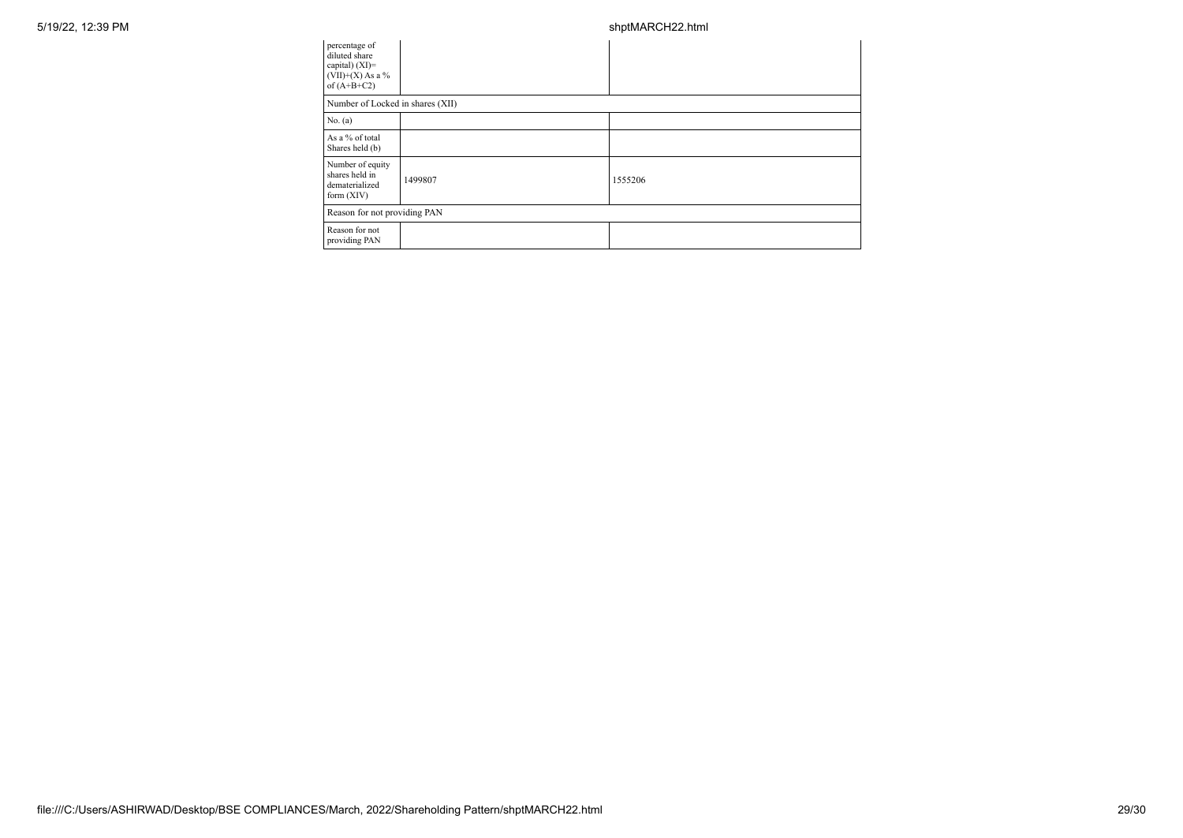| percentage of diluted share capital) (XI)= (VII)+(X) As a % of (A+B+C2) | | |
|---|---|---|
| Number of Locked in shares (XII) | | |
| No. (a) | | |
| As a % of total Shares held (b) | | |
| Number of equity shares held in dematerialized form (XIV) | 1499807 | 1555206 |
| Reason for not providing PAN | | |
| Reason for not providing PAN | | |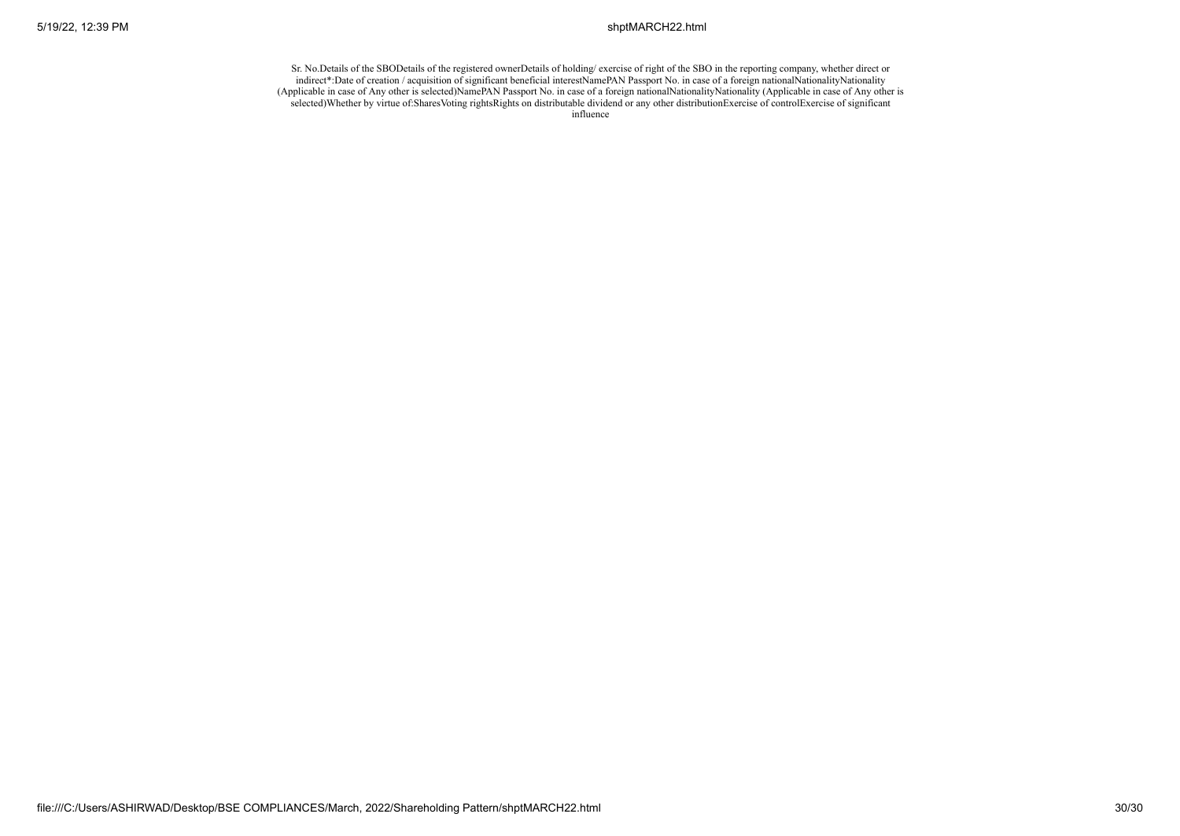Sr. No.Details of the SBODetails of the registered ownerDetails of holding/ exercise of right of the SBO in the reporting company, whether direct or indirect*:Date of creation / acquisition of significant beneficial interestNamePAN Passport No. in case of a foreign nationalNationalityNationality (Applicable in case of Any other is selected)NamePAN Passport No. in case of a foreign nationalNationalityNationality (Applicable in case of Any other is selected)Whether by virtue of:SharesVoting rightsRights on distributable dividend or any other distributionExercise of controlExercise of significant influence